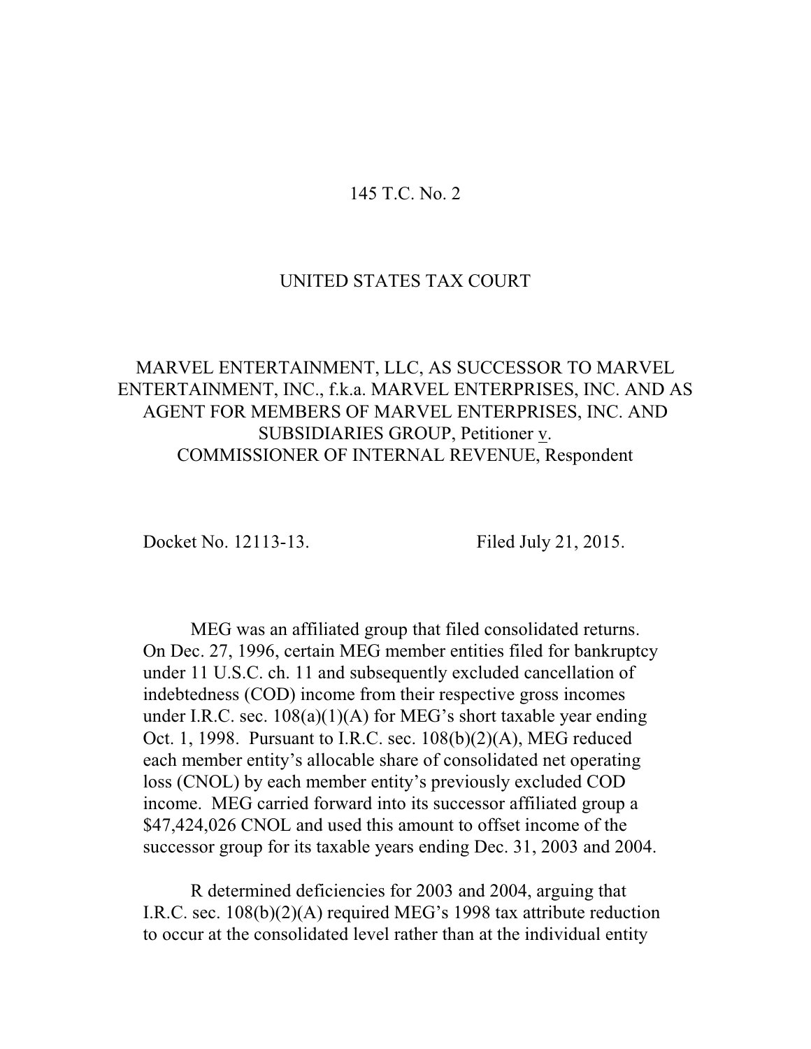145 T.C. No. 2

UNITED STATES TAX COURT

MARVEL ENTERTAINMENT, LLC, AS SUCCESSOR TO MARVEL ENTERTAINMENT, INC., f.k.a. MARVEL ENTERPRISES, INC. AND AS AGENT FOR MEMBERS OF MARVEL ENTERPRISES, INC. AND SUBSIDIARIES GROUP, Petitioner v. COMMISSIONER OF INTERNAL REVENUE, Respondent

Docket No. 12113-13. Filed July 21, 2015.

MEG was an affiliated group that filed consolidated returns. On Dec. 27, 1996, certain MEG member entities filed for bankruptcy under 11 U.S.C. ch. 11 and subsequently excluded cancellation of indebtedness (COD) income from their respective gross incomes under I.R.C. sec. 108(a)(1)(A) for MEG's short taxable year ending Oct. 1, 1998. Pursuant to I.R.C. sec. 108(b)(2)(A), MEG reduced each member entity's allocable share of consolidated net operating loss (CNOL) by each member entity's previously excluded COD income. MEG carried forward into its successor affiliated group a $47,424,026 CNOL and used this amount to offset income of the successor group for its taxable years ending Dec. 31, 2003 and 2004.

R determined deficiencies for 2003 and 2004, arguing that I.R.C. sec. 108(b)(2)(A) required MEG's 1998 tax attribute reduction to occur at the consolidated level rather than at the individual entity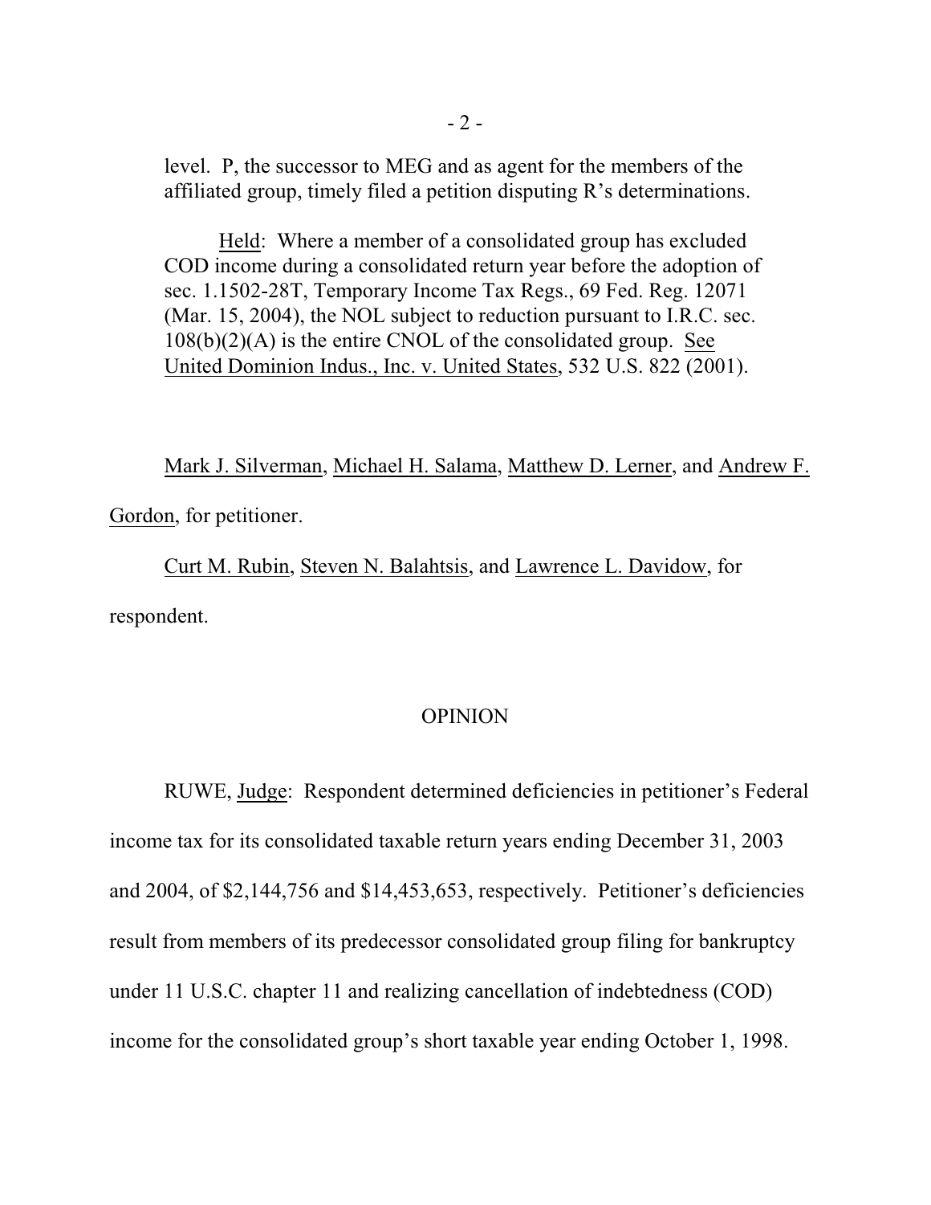level. P, the successor to MEG and as agent for the members of the affiliated group, timely filed a petition disputing R's determinations.

Held: Where a member of a consolidated group has excluded COD income during a consolidated return year before the adoption of sec. 1.1502-28T, Temporary Income Tax Regs., 69 Fed. Reg. 12071 (Mar. 15, 2004), the NOL subject to reduction pursuant to I.R.C. sec. 108(b)(2)(A) is the entire CNOL of the consolidated group. See United Dominion Indus., Inc. v. United States, 532 U.S. 822 (2001).

Mark J. Silverman, Michael H. Salama, Matthew D. Lerner, and Andrew F. Gordon, for petitioner.

Curt M. Rubin, Steven N. Balahtsis, and Lawrence L. Davidow, for respondent.

## OPINION

RUWE, Judge: Respondent determined deficiencies in petitioner's Federal income tax for its consolidated taxable return years ending December 31, 2003 and 2004, of $2,144,756 and $14,453,653, respectively. Petitioner's deficiencies result from members of its predecessor consolidated group filing for bankruptcy under 11 U.S.C. chapter 11 and realizing cancellation of indebtedness (COD) income for the consolidated group's short taxable year ending October 1, 1998.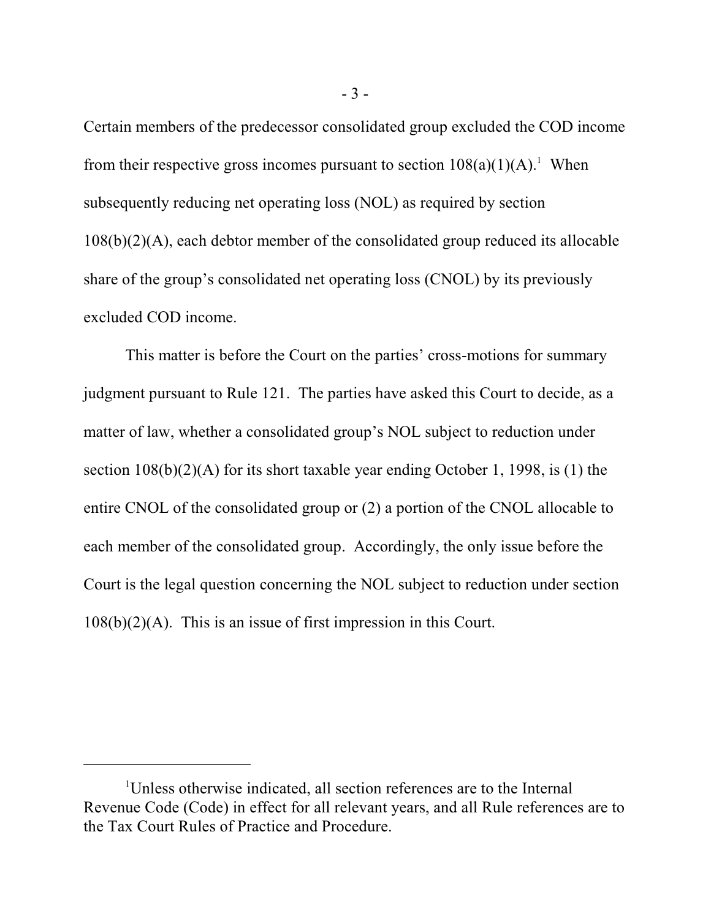Certain members of the predecessor consolidated group excluded the COD income from their respective gross incomes pursuant to section 108(a)(1)(A).[1] When subsequently reducing net operating loss (NOL) as required by section 108(b)(2)(A), each debtor member of the consolidated group reduced its allocable share of the group's consolidated net operating loss (CNOL) by its previously excluded COD income.

This matter is before the Court on the parties' cross-motions for summary judgment pursuant to Rule 121. The parties have asked this Court to decide, as a matter of law, whether a consolidated group's NOL subject to reduction under section 108(b)(2)(A) for its short taxable year ending October 1, 1998, is (1) the entire CNOL of the consolidated group or (2) a portion of the CNOL allocable to each member of the consolidated group. Accordingly, the only issue before the Court is the legal question concerning the NOL subject to reduction under section 108(b)(2)(A). This is an issue of first impression in this Court.

---

[1]Unless otherwise indicated, all section references are to the Internal Revenue Code (Code) in effect for all relevant years, and all Rule references are to the Tax Court Rules of Practice and Procedure.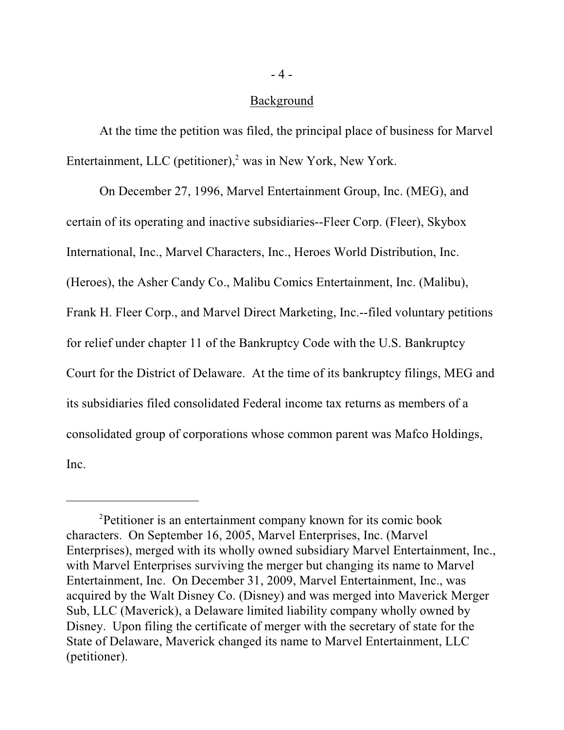## Background

At the time the petition was filed, the principal place of business for Marvel Entertainment, LLC (petitioner),[2] was in New York, New York.

On December 27, 1996, Marvel Entertainment Group, Inc. (MEG), and certain of its operating and inactive subsidiaries--Fleer Corp. (Fleer), Skybox International, Inc., Marvel Characters, Inc., Heroes World Distribution, Inc. (Heroes), the Asher Candy Co., Malibu Comics Entertainment, Inc. (Malibu), Frank H. Fleer Corp., and Marvel Direct Marketing, Inc.--filed voluntary petitions for relief under chapter 11 of the Bankruptcy Code with the U.S. Bankruptcy Court for the District of Delaware. At the time of its bankruptcy filings, MEG and its subsidiaries filed consolidated Federal income tax returns as members of a consolidated group of corporations whose common parent was Mafco Holdings, Inc.

---

[2]Petitioner is an entertainment company known for its comic book characters. On September 16, 2005, Marvel Enterprises, Inc. (Marvel Enterprises), merged with its wholly owned subsidiary Marvel Entertainment, Inc., with Marvel Enterprises surviving the merger but changing its name to Marvel Entertainment, Inc. On December 31, 2009, Marvel Entertainment, Inc., was acquired by the Walt Disney Co. (Disney) and was merged into Maverick Merger Sub, LLC (Maverick), a Delaware limited liability company wholly owned by Disney. Upon filing the certificate of merger with the secretary of state for the State of Delaware, Maverick changed its name to Marvel Entertainment, LLC (petitioner).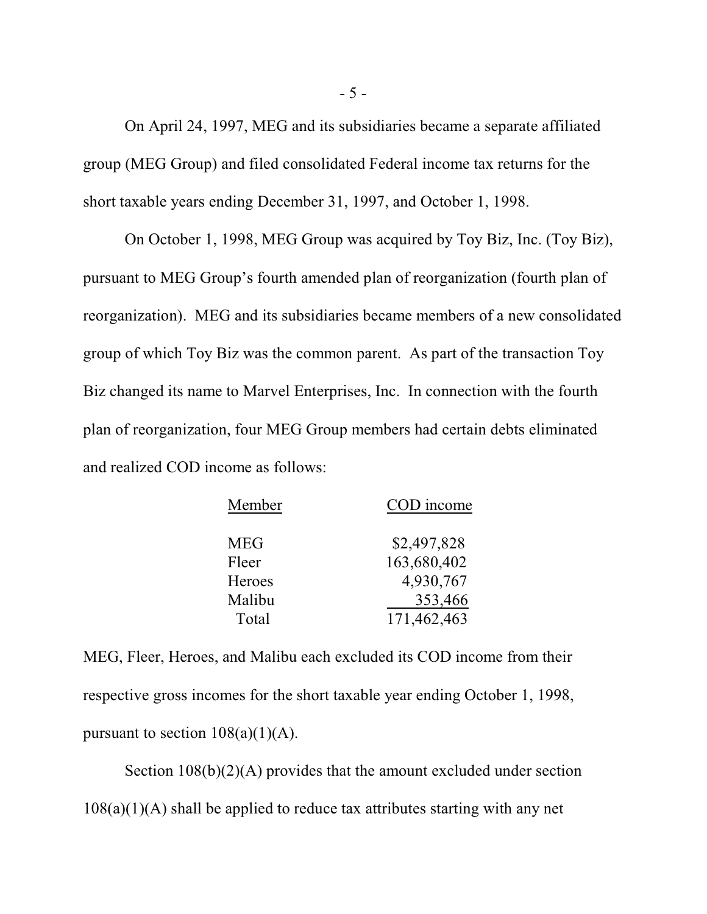On April 24, 1997, MEG and its subsidiaries became a separate affiliated group (MEG Group) and filed consolidated Federal income tax returns for the short taxable years ending December 31, 1997, and October 1, 1998.

On October 1, 1998, MEG Group was acquired by Toy Biz, Inc. (Toy Biz), pursuant to MEG Group's fourth amended plan of reorganization (fourth plan of reorganization). MEG and its subsidiaries became members of a new consolidated group of which Toy Biz was the common parent. As part of the transaction Toy Biz changed its name to Marvel Enterprises, Inc. In connection with the fourth plan of reorganization, four MEG Group members had certain debts eliminated and realized COD income as follows:

| Member | COD income |
| --- | --- |
| MEG | $2,497,828 |
| Fleer | 163,680,402 |
| Heroes | 4,930,767 |
| Malibu | 353,466 |
| Total | 171,462,463 |

MEG, Fleer, Heroes, and Malibu each excluded its COD income from their respective gross incomes for the short taxable year ending October 1, 1998, pursuant to section 108(a)(1)(A).

Section 108(b)(2)(A) provides that the amount excluded under section 108(a)(1)(A) shall be applied to reduce tax attributes starting with any net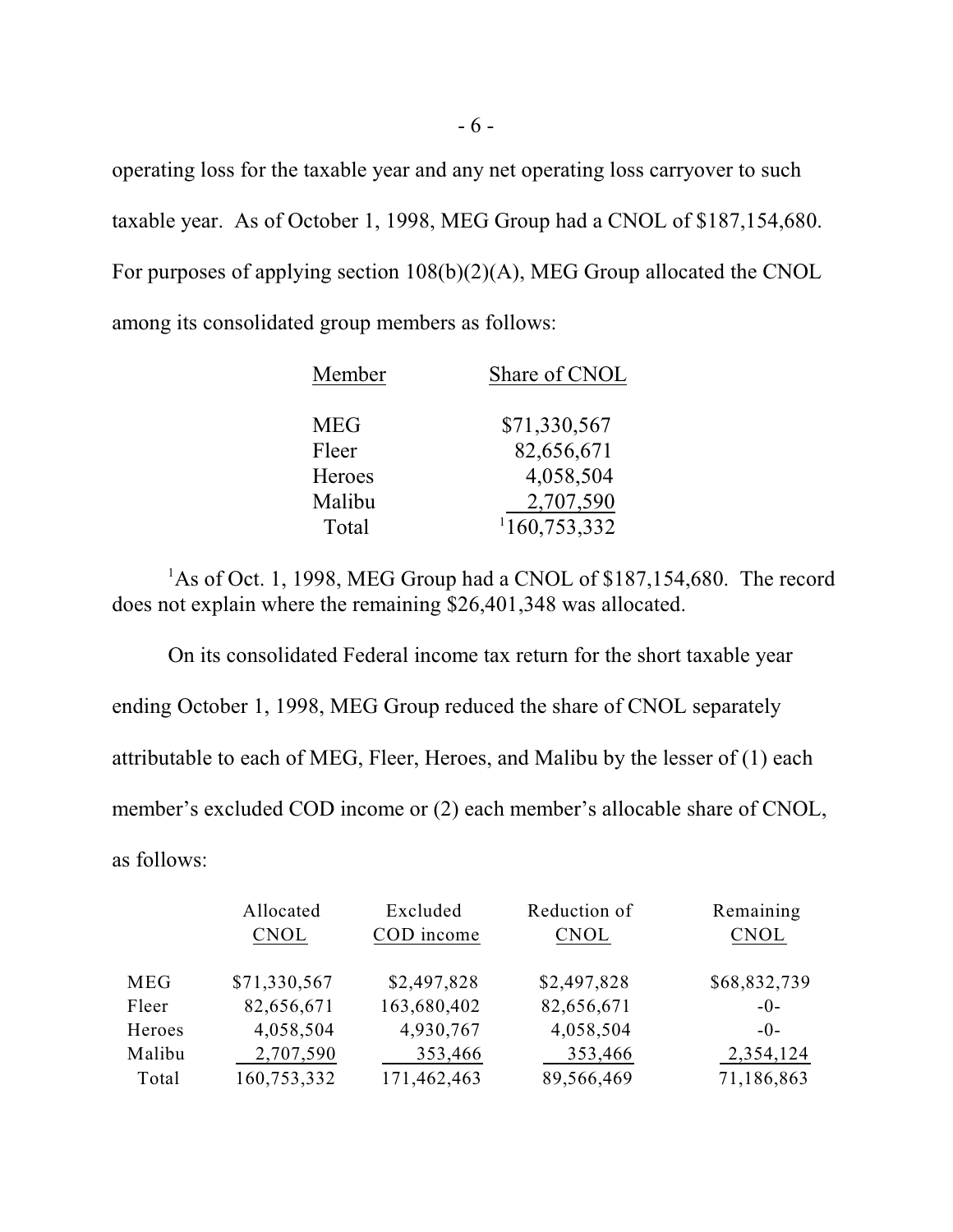operating loss for the taxable year and any net operating loss carryover to such taxable year. As of October 1, 1998, MEG Group had a CNOL of $187,154,680. For purposes of applying section 108(b)(2)(A), MEG Group allocated the CNOL among its consolidated group members as follows:

| Member | Share of CNOL |
|---|---|
| MEG | $71,330,567 |
| Fleer | 82,656,671 |
| Heroes | 4,058,504 |
| Malibu | 2,707,590 |
| Total | [1]160,753,332 |

[1]As of Oct. 1, 1998, MEG Group had a CNOL of $187,154,680. The record does not explain where the remaining $26,401,348 was allocated.

On its consolidated Federal income tax return for the short taxable year ending October 1, 1998, MEG Group reduced the share of CNOL separately attributable to each of MEG, Fleer, Heroes, and Malibu by the lesser of (1) each member's excluded COD income or (2) each member's allocable share of CNOL, as follows:

| | Allocated CNOL | Excluded COD income | Reduction of CNOL | Remaining CNOL |
|---|---|---|---|---|
| MEG | $71,330,567 | $2,497,828 | $2,497,828 | $68,832,739 |
| Fleer | 82,656,671 | 163,680,402 | 82,656,671 | -0- |
| Heroes | 4,058,504 | 4,930,767 | 4,058,504 | -0- |
| Malibu | 2,707,590 | 353,466 | 353,466 | 2,354,124 |
| Total | 160,753,332 | 171,462,463 | 89,566,469 | 71,186,863 |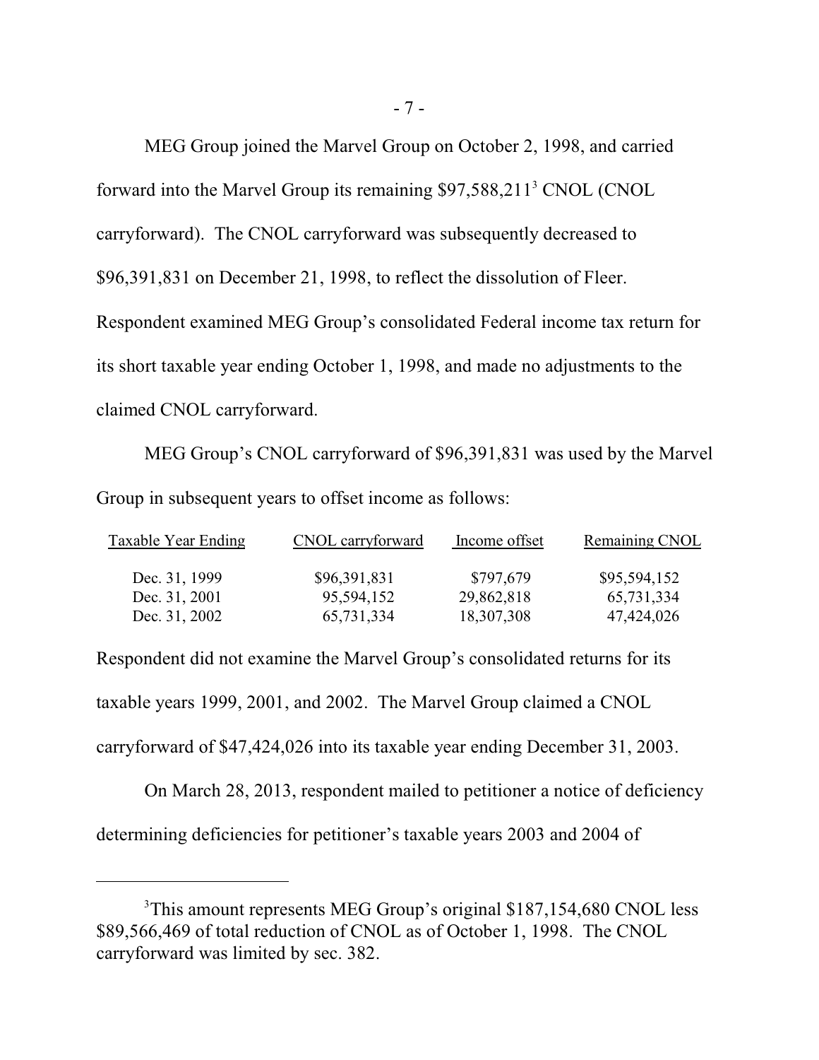MEG Group joined the Marvel Group on October 2, 1998, and carried forward into the Marvel Group its remaining $97,588,211[3] CNOL (CNOL carryforward). The CNOL carryforward was subsequently decreased to $96,391,831 on December 21, 1998, to reflect the dissolution of Fleer. Respondent examined MEG Group's consolidated Federal income tax return for its short taxable year ending October 1, 1998, and made no adjustments to the claimed CNOL carryforward.

MEG Group's CNOL carryforward of $96,391,831 was used by the Marvel Group in subsequent years to offset income as follows:

| Taxable Year Ending | CNOL carryforward | Income offset | Remaining CNOL |
|---|---|---|---|
| Dec. 31, 1999 | $96,391,831 | $797,679 | $95,594,152 |
| Dec. 31, 2001 | 95,594,152 | 29,862,818 | 65,731,334 |
| Dec. 31, 2002 | 65,731,334 | 18,307,308 | 47,424,026 |

Respondent did not examine the Marvel Group's consolidated returns for its taxable years 1999, 2001, and 2002. The Marvel Group claimed a CNOL carryforward of $47,424,026 into its taxable year ending December 31, 2003.

On March 28, 2013, respondent mailed to petitioner a notice of deficiency determining deficiencies for petitioner's taxable years 2003 and 2004 of

[3]This amount represents MEG Group's original $187,154,680 CNOL less $89,566,469 of total reduction of CNOL as of October 1, 1998. The CNOL carryforward was limited by sec. 382.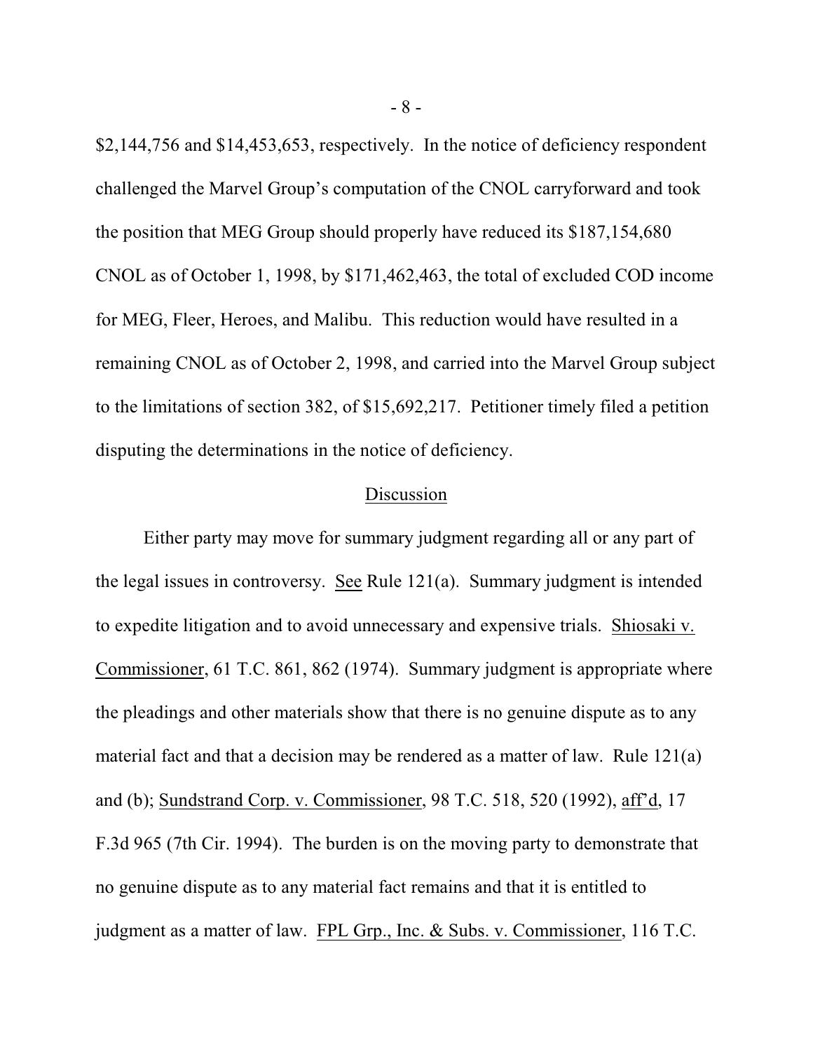$2,144,756 and $14,453,653, respectively. In the notice of deficiency respondent challenged the Marvel Group's computation of the CNOL carryforward and took the position that MEG Group should properly have reduced its $187,154,680 CNOL as of October 1, 1998, by $171,462,463, the total of excluded COD income for MEG, Fleer, Heroes, and Malibu. This reduction would have resulted in a remaining CNOL as of October 2, 1998, and carried into the Marvel Group subject to the limitations of section 382, of $15,692,217. Petitioner timely filed a petition disputing the determinations in the notice of deficiency.

## Discussion

Either party may move for summary judgment regarding all or any part of the legal issues in controversy. See Rule 121(a). Summary judgment is intended to expedite litigation and to avoid unnecessary and expensive trials. Shiosaki v. Commissioner, 61 T.C. 861, 862 (1974). Summary judgment is appropriate where the pleadings and other materials show that there is no genuine dispute as to any material fact and that a decision may be rendered as a matter of law. Rule 121(a) and (b); Sundstrand Corp. v. Commissioner, 98 T.C. 518, 520 (1992), aff'd, 17 F.3d 965 (7th Cir. 1994). The burden is on the moving party to demonstrate that no genuine dispute as to any material fact remains and that it is entitled to judgment as a matter of law. FPL Grp., Inc. & Subs. v. Commissioner, 116 T.C.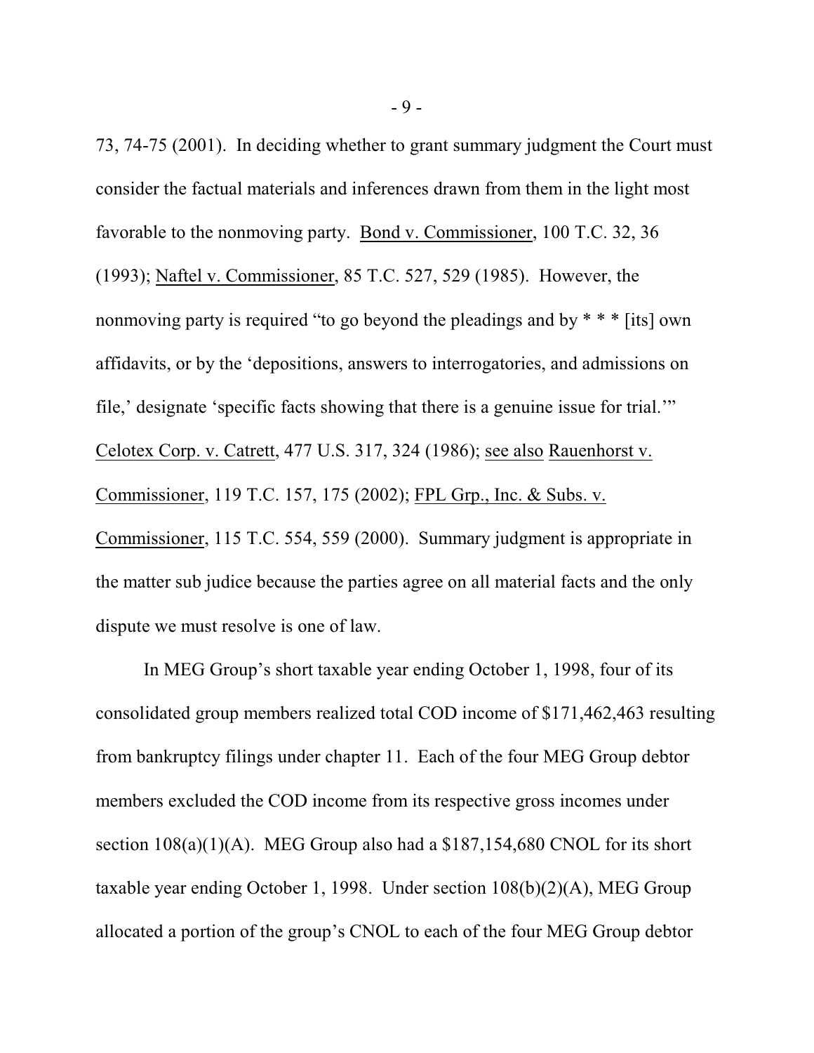73, 74-75 (2001). In deciding whether to grant summary judgment the Court must consider the factual materials and inferences drawn from them in the light most favorable to the nonmoving party. Bond v. Commissioner, 100 T.C. 32, 36 (1993); Naftel v. Commissioner, 85 T.C. 527, 529 (1985). However, the nonmoving party is required "to go beyond the pleadings and by * * * [its] own affidavits, or by the 'depositions, answers to interrogatories, and admissions on file,' designate 'specific facts showing that there is a genuine issue for trial.'" Celotex Corp. v. Catrett, 477 U.S. 317, 324 (1986); see also Rauenhorst v. Commissioner, 119 T.C. 157, 175 (2002); FPL Grp., Inc. & Subs. v. Commissioner, 115 T.C. 554, 559 (2000). Summary judgment is appropriate in the matter sub judice because the parties agree on all material facts and the only dispute we must resolve is one of law.

In MEG Group's short taxable year ending October 1, 1998, four of its consolidated group members realized total COD income of $171,462,463 resulting from bankruptcy filings under chapter 11. Each of the four MEG Group debtor members excluded the COD income from its respective gross incomes under section 108(a)(1)(A). MEG Group also had a $187,154,680 CNOL for its short taxable year ending October 1, 1998. Under section 108(b)(2)(A), MEG Group allocated a portion of the group's CNOL to each of the four MEG Group debtor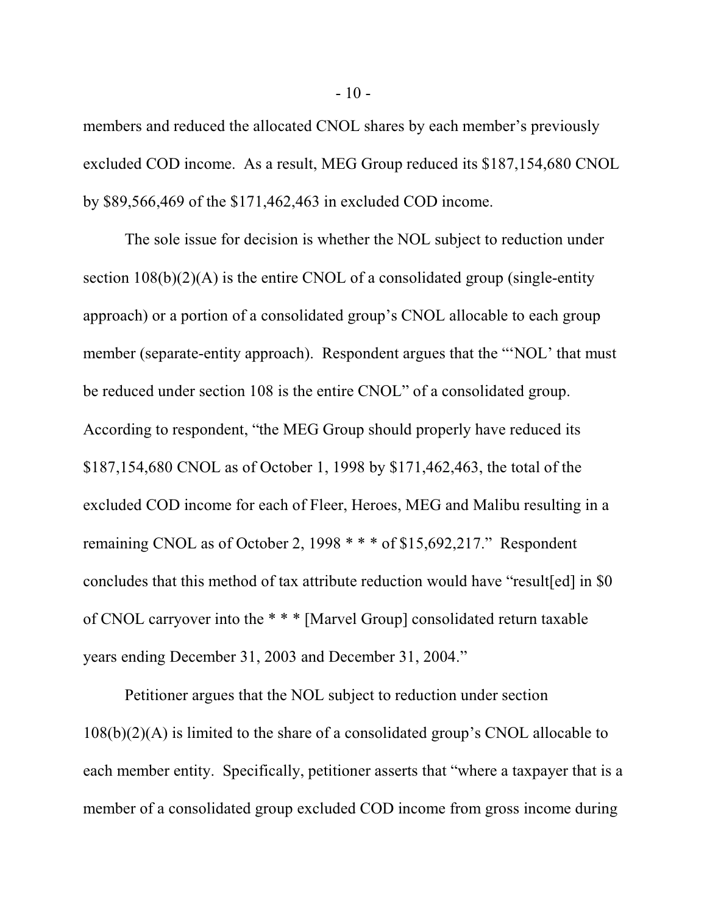members and reduced the allocated CNOL shares by each member's previously excluded COD income. As a result, MEG Group reduced its $187,154,680 CNOL by $89,566,469 of the $171,462,463 in excluded COD income.

The sole issue for decision is whether the NOL subject to reduction under section 108(b)(2)(A) is the entire CNOL of a consolidated group (single-entity approach) or a portion of a consolidated group's CNOL allocable to each group member (separate-entity approach). Respondent argues that the "'NOL' that must be reduced under section 108 is the entire CNOL" of a consolidated group. According to respondent, "the MEG Group should properly have reduced its $187,154,680 CNOL as of October 1, 1998 by $171,462,463, the total of the excluded COD income for each of Fleer, Heroes, MEG and Malibu resulting in a remaining CNOL as of October 2, 1998 * * * of $15,692,217." Respondent concludes that this method of tax attribute reduction would have "result[ed] in $0 of CNOL carryover into the * * * [Marvel Group] consolidated return taxable years ending December 31, 2003 and December 31, 2004."

Petitioner argues that the NOL subject to reduction under section 108(b)(2)(A) is limited to the share of a consolidated group's CNOL allocable to each member entity. Specifically, petitioner asserts that "where a taxpayer that is a member of a consolidated group excluded COD income from gross income during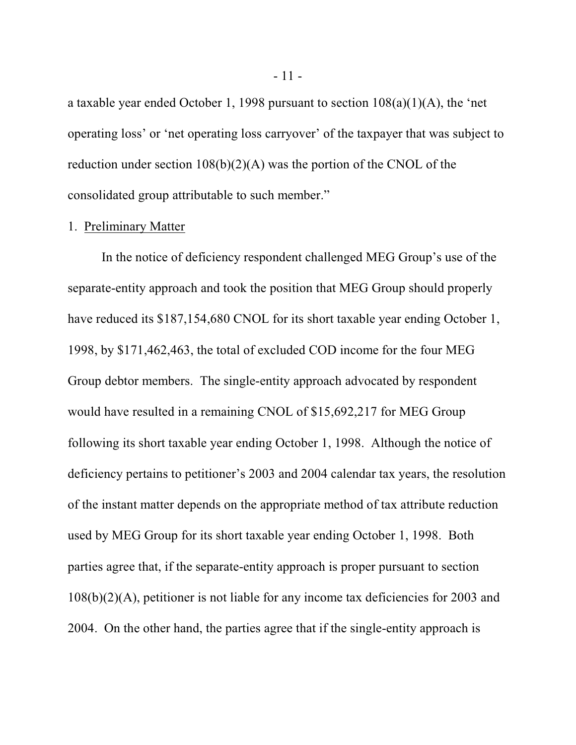a taxable year ended October 1, 1998 pursuant to section 108(a)(1)(A), the 'net operating loss' or 'net operating loss carryover' of the taxpayer that was subject to reduction under section 108(b)(2)(A) was the portion of the CNOL of the consolidated group attributable to such member."

1. Preliminary Matter

In the notice of deficiency respondent challenged MEG Group's use of the separate-entity approach and took the position that MEG Group should properly have reduced its $187,154,680 CNOL for its short taxable year ending October 1, 1998, by $171,462,463, the total of excluded COD income for the four MEG Group debtor members. The single-entity approach advocated by respondent would have resulted in a remaining CNOL of $15,692,217 for MEG Group following its short taxable year ending October 1, 1998. Although the notice of deficiency pertains to petitioner's 2003 and 2004 calendar tax years, the resolution of the instant matter depends on the appropriate method of tax attribute reduction used by MEG Group for its short taxable year ending October 1, 1998. Both parties agree that, if the separate-entity approach is proper pursuant to section 108(b)(2)(A), petitioner is not liable for any income tax deficiencies for 2003 and 2004. On the other hand, the parties agree that if the single-entity approach is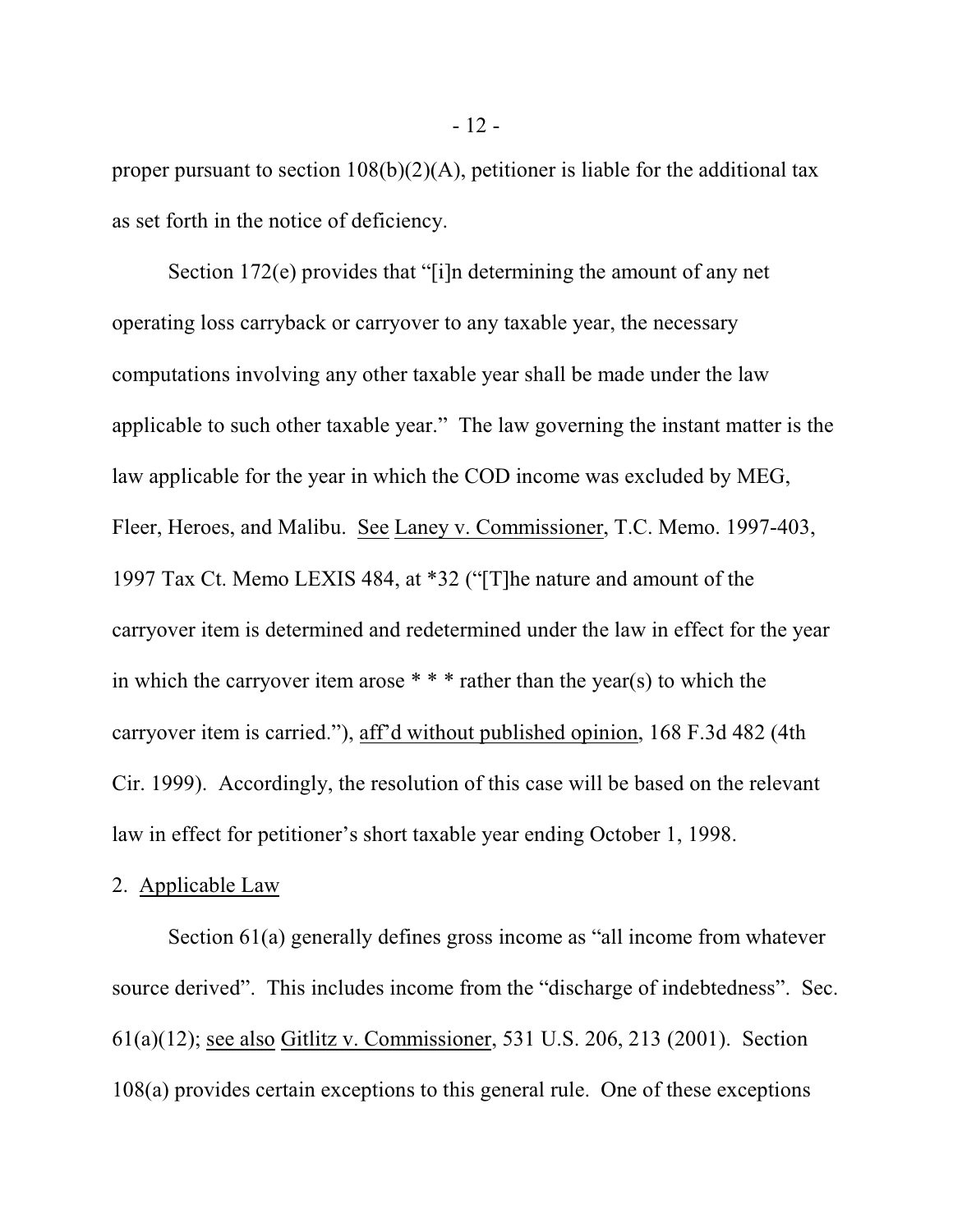proper pursuant to section 108(b)(2)(A), petitioner is liable for the additional tax as set forth in the notice of deficiency.

Section 172(e) provides that "[i]n determining the amount of any net operating loss carryback or carryover to any taxable year, the necessary computations involving any other taxable year shall be made under the law applicable to such other taxable year." The law governing the instant matter is the law applicable for the year in which the COD income was excluded by MEG, Fleer, Heroes, and Malibu. See Laney v. Commissioner, T.C. Memo. 1997-403, 1997 Tax Ct. Memo LEXIS 484, at *32 ("[T]he nature and amount of the carryover item is determined and redetermined under the law in effect for the year in which the carryover item arose * * * rather than the year(s) to which the carryover item is carried."), aff'd without published opinion, 168 F.3d 482 (4th Cir. 1999). Accordingly, the resolution of this case will be based on the relevant law in effect for petitioner's short taxable year ending October 1, 1998.

2. Applicable Law

Section 61(a) generally defines gross income as "all income from whatever source derived". This includes income from the "discharge of indebtedness". Sec. 61(a)(12); see also Gitlitz v. Commissioner, 531 U.S. 206, 213 (2001). Section 108(a) provides certain exceptions to this general rule. One of these exceptions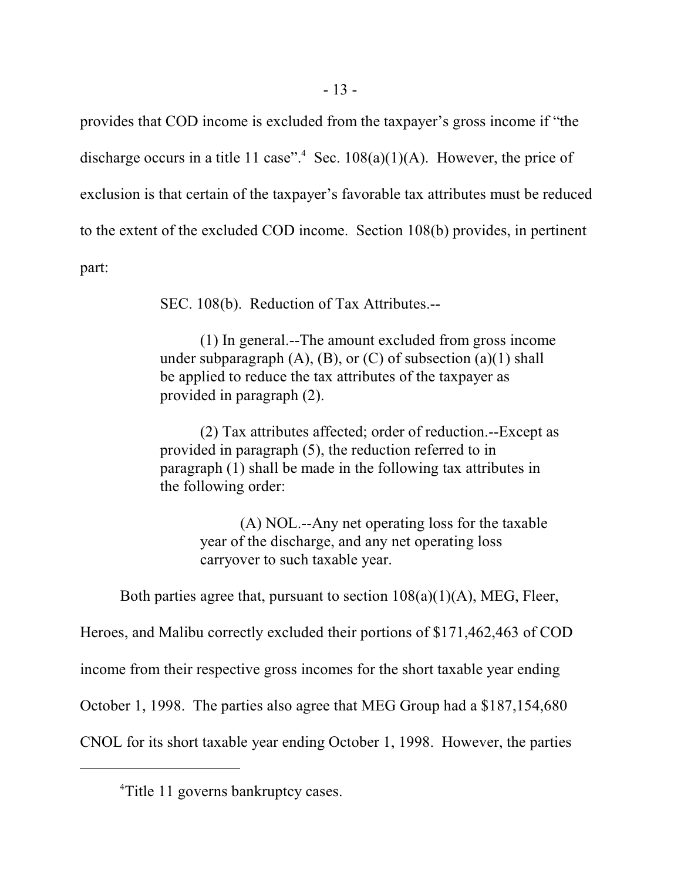provides that COD income is excluded from the taxpayer's gross income if "the discharge occurs in a title 11 case".[4] Sec. 108(a)(1)(A). However, the price of exclusion is that certain of the taxpayer's favorable tax attributes must be reduced to the extent of the excluded COD income. Section 108(b) provides, in pertinent part:

> SEC. 108(b). Reduction of Tax Attributes.--
>
> (1) In general.--The amount excluded from gross income under subparagraph (A), (B), or (C) of subsection (a)(1) shall be applied to reduce the tax attributes of the taxpayer as provided in paragraph (2).
>
> (2) Tax attributes affected; order of reduction.--Except as provided in paragraph (5), the reduction referred to in paragraph (1) shall be made in the following tax attributes in the following order:
>
>> (A) NOL.--Any net operating loss for the taxable year of the discharge, and any net operating loss carryover to such taxable year.

Both parties agree that, pursuant to section 108(a)(1)(A), MEG, Fleer, Heroes, and Malibu correctly excluded their portions of $171,462,463 of COD income from their respective gross incomes for the short taxable year ending October 1, 1998. The parties also agree that MEG Group had a $187,154,680 CNOL for its short taxable year ending October 1, 1998. However, the parties

---

[4]Title 11 governs bankruptcy cases.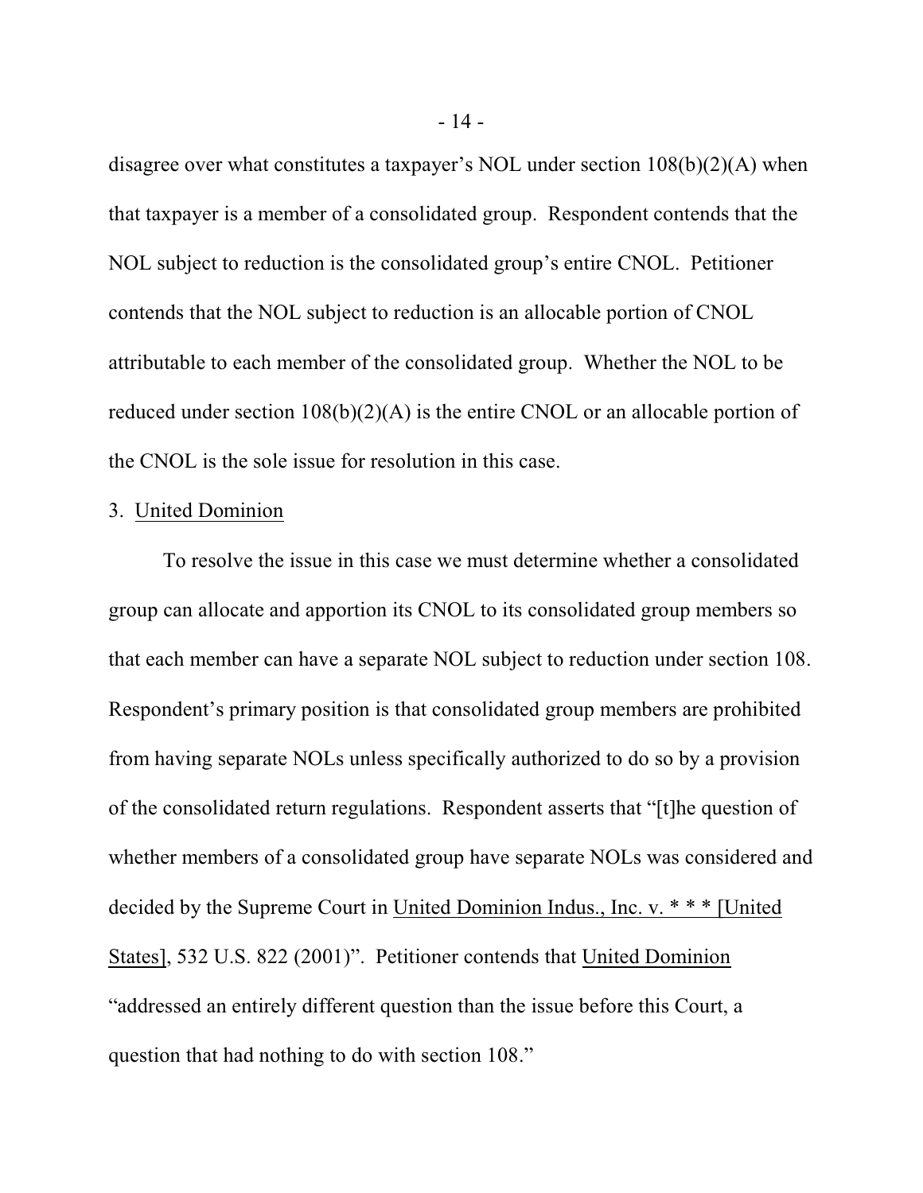disagree over what constitutes a taxpayer's NOL under section 108(b)(2)(A) when that taxpayer is a member of a consolidated group. Respondent contends that the NOL subject to reduction is the consolidated group's entire CNOL. Petitioner contends that the NOL subject to reduction is an allocable portion of CNOL attributable to each member of the consolidated group. Whether the NOL to be reduced under section 108(b)(2)(A) is the entire CNOL or an allocable portion of the CNOL is the sole issue for resolution in this case.

3. United Dominion

To resolve the issue in this case we must determine whether a consolidated group can allocate and apportion its CNOL to its consolidated group members so that each member can have a separate NOL subject to reduction under section 108. Respondent's primary position is that consolidated group members are prohibited from having separate NOLs unless specifically authorized to do so by a provision of the consolidated return regulations. Respondent asserts that "[t]he question of whether members of a consolidated group have separate NOLs was considered and decided by the Supreme Court in United Dominion Indus., Inc. v. * * * [United States], 532 U.S. 822 (2001)". Petitioner contends that United Dominion "addressed an entirely different question than the issue before this Court, a question that had nothing to do with section 108."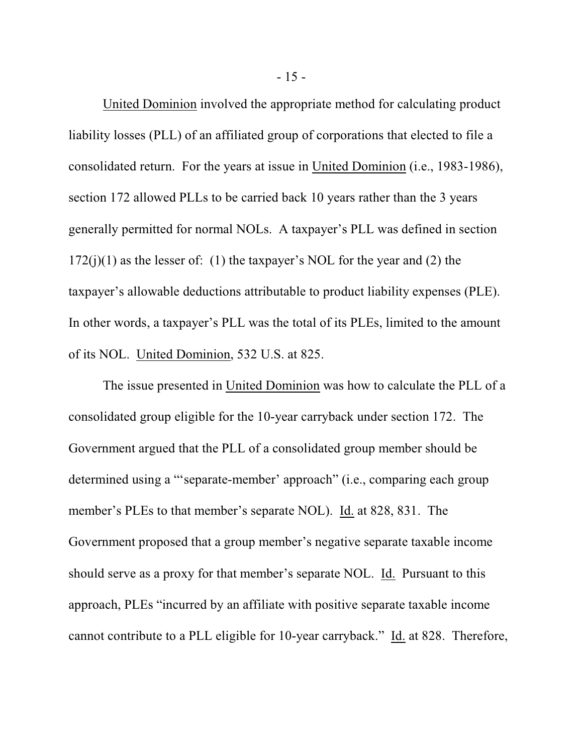United Dominion involved the appropriate method for calculating product liability losses (PLL) of an affiliated group of corporations that elected to file a consolidated return. For the years at issue in United Dominion (i.e., 1983-1986), section 172 allowed PLLs to be carried back 10 years rather than the 3 years generally permitted for normal NOLs. A taxpayer's PLL was defined in section 172(j)(1) as the lesser of: (1) the taxpayer's NOL for the year and (2) the taxpayer's allowable deductions attributable to product liability expenses (PLE). In other words, a taxpayer's PLL was the total of its PLEs, limited to the amount of its NOL. United Dominion, 532 U.S. at 825.

The issue presented in United Dominion was how to calculate the PLL of a consolidated group eligible for the 10-year carryback under section 172. The Government argued that the PLL of a consolidated group member should be determined using a "'separate-member' approach" (i.e., comparing each group member's PLEs to that member's separate NOL). Id. at 828, 831. The Government proposed that a group member's negative separate taxable income should serve as a proxy for that member's separate NOL. Id. Pursuant to this approach, PLEs "incurred by an affiliate with positive separate taxable income cannot contribute to a PLL eligible for 10-year carryback." Id. at 828. Therefore,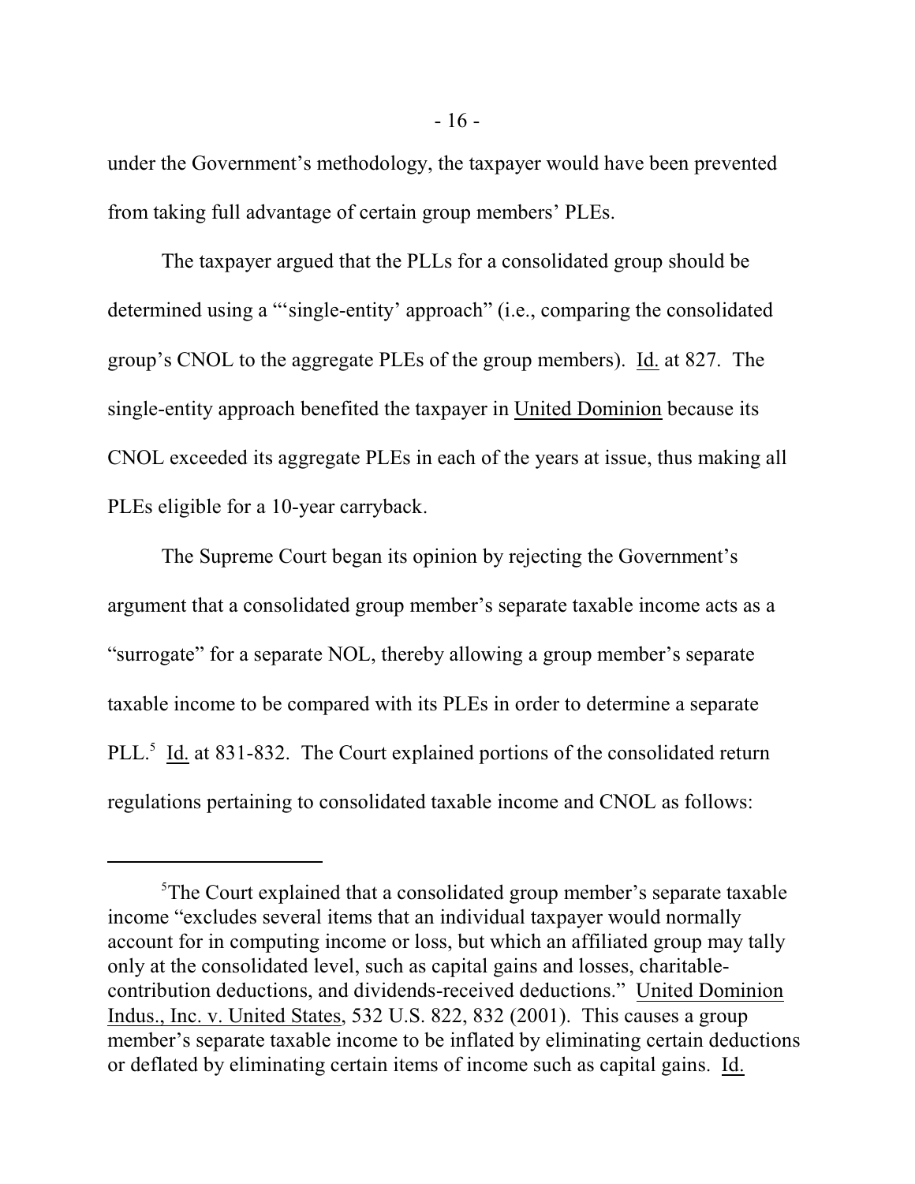under the Government's methodology, the taxpayer would have been prevented from taking full advantage of certain group members' PLEs.

The taxpayer argued that the PLLs for a consolidated group should be determined using a "'single-entity' approach" (i.e., comparing the consolidated group's CNOL to the aggregate PLEs of the group members). Id. at 827. The single-entity approach benefited the taxpayer in United Dominion because its CNOL exceeded its aggregate PLEs in each of the years at issue, thus making all PLEs eligible for a 10-year carryback.

The Supreme Court began its opinion by rejecting the Government's argument that a consolidated group member's separate taxable income acts as a "surrogate" for a separate NOL, thereby allowing a group member's separate taxable income to be compared with its PLEs in order to determine a separate PLL.[5] Id. at 831-832. The Court explained portions of the consolidated return regulations pertaining to consolidated taxable income and CNOL as follows:

---

[5]The Court explained that a consolidated group member's separate taxable income "excludes several items that an individual taxpayer would normally account for in computing income or loss, but which an affiliated group may tally only at the consolidated level, such as capital gains and losses, charitable-contribution deductions, and dividends-received deductions." United Dominion Indus., Inc. v. United States, 532 U.S. 822, 832 (2001). This causes a group member's separate taxable income to be inflated by eliminating certain deductions or deflated by eliminating certain items of income such as capital gains. Id.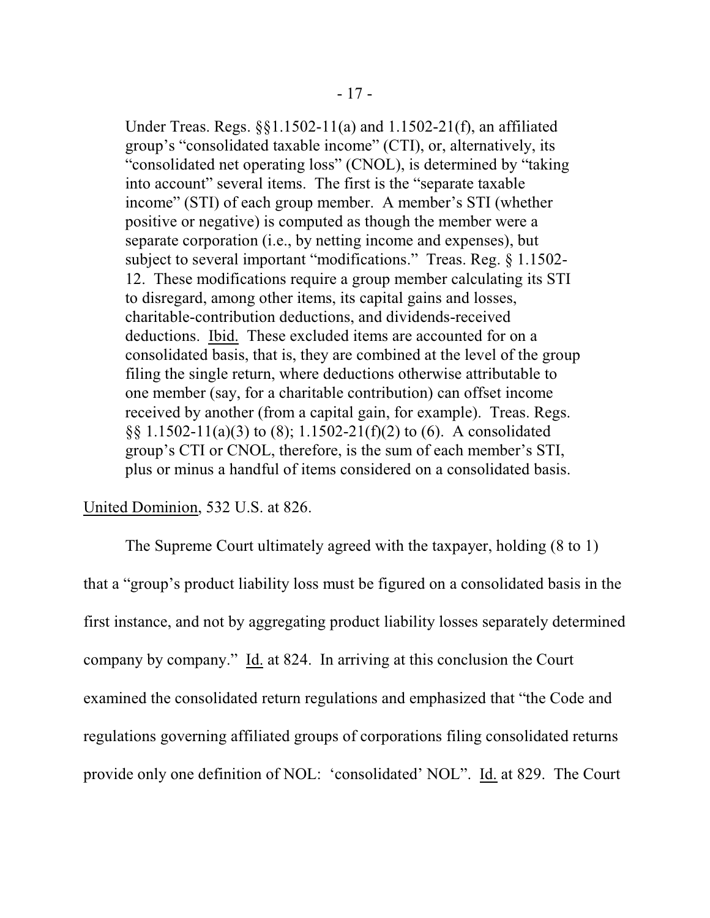> Under Treas. Regs. §§1.1502-11(a) and 1.1502-21(f), an affiliated group's "consolidated taxable income" (CTI), or, alternatively, its "consolidated net operating loss" (CNOL), is determined by "taking into account" several items. The first is the "separate taxable income" (STI) of each group member. A member's STI (whether positive or negative) is computed as though the member were a separate corporation (i.e., by netting income and expenses), but subject to several important "modifications." Treas. Reg. § 1.1502-12. These modifications require a group member calculating its STI to disregard, among other items, its capital gains and losses, charitable-contribution deductions, and dividends-received deductions. Ibid. These excluded items are accounted for on a consolidated basis, that is, they are combined at the level of the group filing the single return, where deductions otherwise attributable to one member (say, for a charitable contribution) can offset income received by another (from a capital gain, for example). Treas. Regs. §§ 1.1502-11(a)(3) to (8); 1.1502-21(f)(2) to (6). A consolidated group's CTI or CNOL, therefore, is the sum of each member's STI, plus or minus a handful of items considered on a consolidated basis.

United Dominion, 532 U.S. at 826.

The Supreme Court ultimately agreed with the taxpayer, holding (8 to 1) that a "group's product liability loss must be figured on a consolidated basis in the first instance, and not by aggregating product liability losses separately determined company by company." Id. at 824. In arriving at this conclusion the Court examined the consolidated return regulations and emphasized that "the Code and regulations governing affiliated groups of corporations filing consolidated returns provide only one definition of NOL: 'consolidated' NOL". Id. at 829. The Court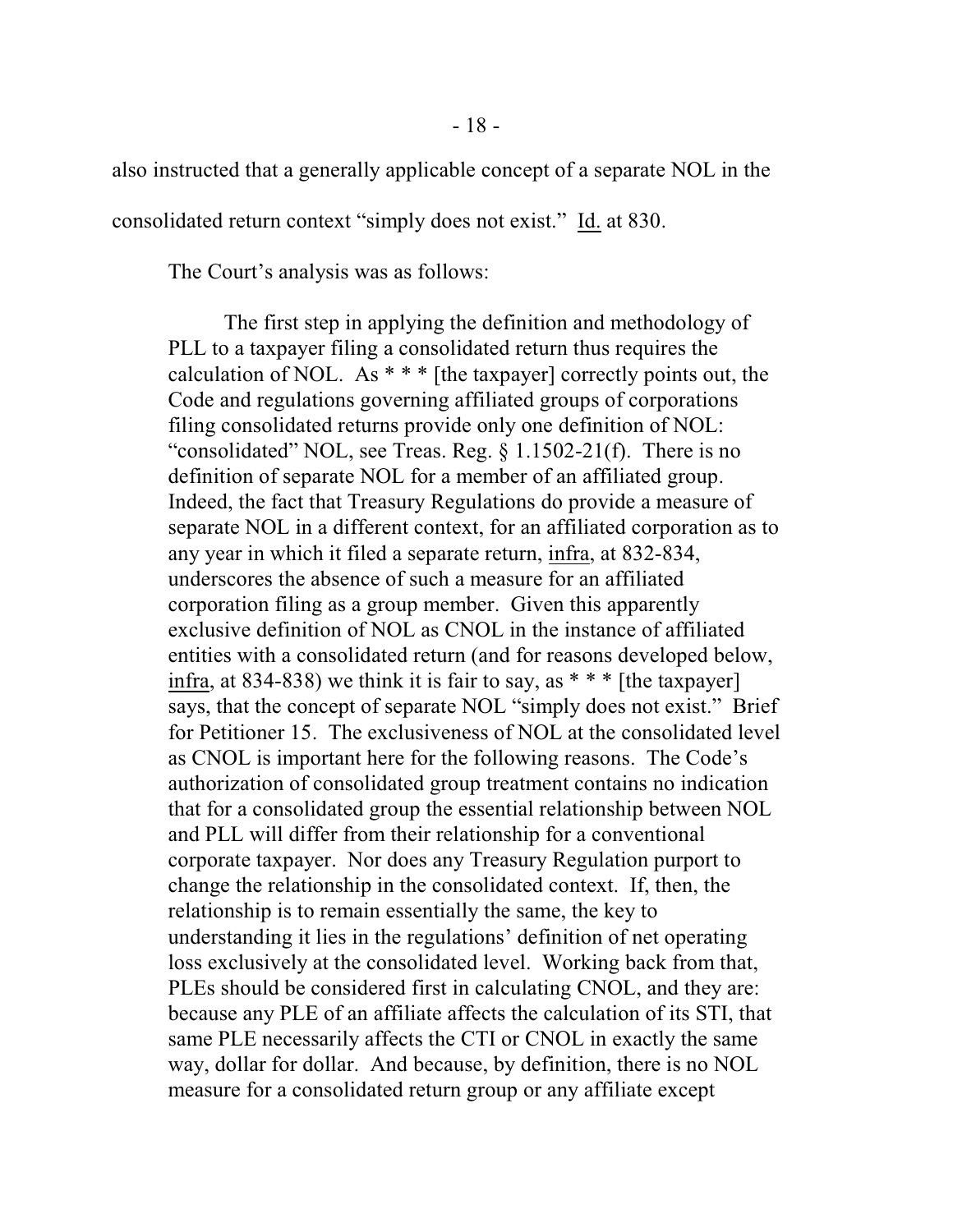also instructed that a generally applicable concept of a separate NOL in the consolidated return context "simply does not exist." Id. at 830.

The Court's analysis was as follows:

> The first step in applying the definition and methodology of PLL to a taxpayer filing a consolidated return thus requires the calculation of NOL. As * * * [the taxpayer] correctly points out, the Code and regulations governing affiliated groups of corporations filing consolidated returns provide only one definition of NOL: "consolidated" NOL, see Treas. Reg. § 1.1502-21(f). There is no definition of separate NOL for a member of an affiliated group. Indeed, the fact that Treasury Regulations do provide a measure of separate NOL in a different context, for an affiliated corporation as to any year in which it filed a separate return, infra, at 832-834, underscores the absence of such a measure for an affiliated corporation filing as a group member. Given this apparently exclusive definition of NOL as CNOL in the instance of affiliated entities with a consolidated return (and for reasons developed below, infra, at 834-838) we think it is fair to say, as * * * [the taxpayer] says, that the concept of separate NOL "simply does not exist." Brief for Petitioner 15. The exclusiveness of NOL at the consolidated level as CNOL is important here for the following reasons. The Code's authorization of consolidated group treatment contains no indication that for a consolidated group the essential relationship between NOL and PLL will differ from their relationship for a conventional corporate taxpayer. Nor does any Treasury Regulation purport to change the relationship in the consolidated context. If, then, the relationship is to remain essentially the same, the key to understanding it lies in the regulations' definition of net operating loss exclusively at the consolidated level. Working back from that, PLEs should be considered first in calculating CNOL, and they are: because any PLE of an affiliate affects the calculation of its STI, that same PLE necessarily affects the CTI or CNOL in exactly the same way, dollar for dollar. And because, by definition, there is no NOL measure for a consolidated return group or any affiliate except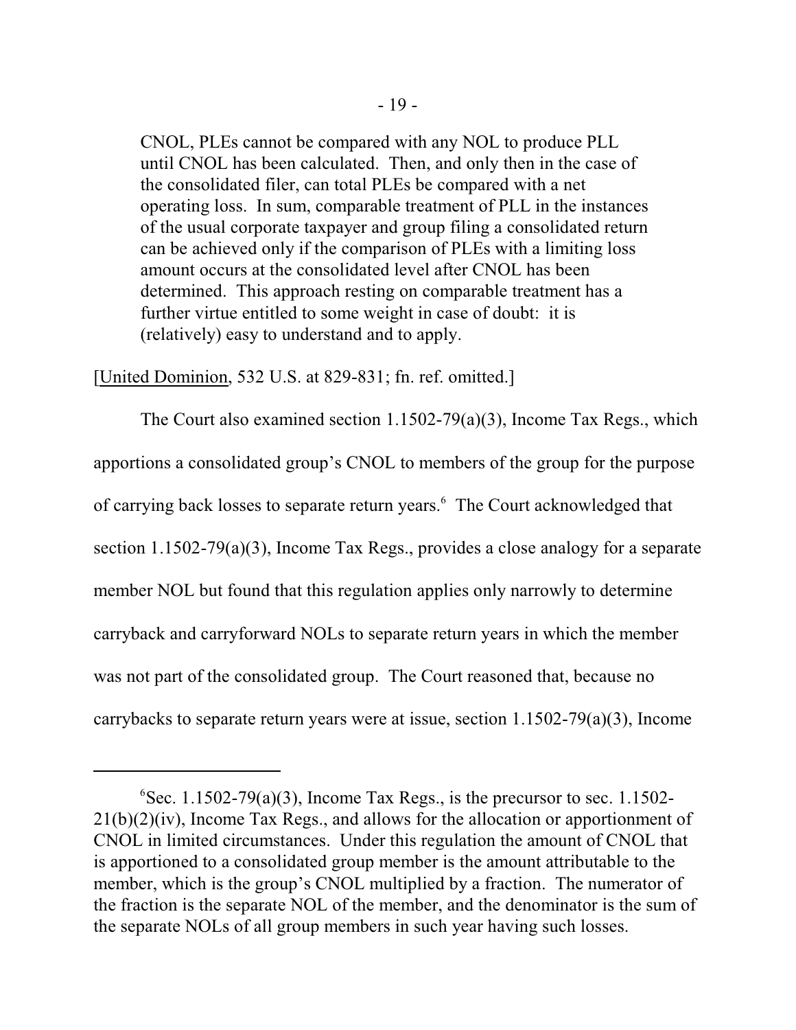> CNOL, PLEs cannot be compared with any NOL to produce PLL until CNOL has been calculated. Then, and only then in the case of the consolidated filer, can total PLEs be compared with a net operating loss. In sum, comparable treatment of PLL in the instances of the usual corporate taxpayer and group filing a consolidated return can be achieved only if the comparison of PLEs with a limiting loss amount occurs at the consolidated level after CNOL has been determined. This approach resting on comparable treatment has a further virtue entitled to some weight in case of doubt: it is (relatively) easy to understand and to apply.

[United Dominion, 532 U.S. at 829-831; fn. ref. omitted.]

The Court also examined section 1.1502-79(a)(3), Income Tax Regs., which apportions a consolidated group's CNOL to members of the group for the purpose of carrying back losses to separate return years.[6] The Court acknowledged that section 1.1502-79(a)(3), Income Tax Regs., provides a close analogy for a separate member NOL but found that this regulation applies only narrowly to determine carryback and carryforward NOLs to separate return years in which the member was not part of the consolidated group. The Court reasoned that, because no carrybacks to separate return years were at issue, section 1.1502-79(a)(3), Income

---

[6] Sec. 1.1502-79(a)(3), Income Tax Regs., is the precursor to sec. 1.1502-21(b)(2)(iv), Income Tax Regs., and allows for the allocation or apportionment of CNOL in limited circumstances. Under this regulation the amount of CNOL that is apportioned to a consolidated group member is the amount attributable to the member, which is the group's CNOL multiplied by a fraction. The numerator of the fraction is the separate NOL of the member, and the denominator is the sum of the separate NOLs of all group members in such year having such losses.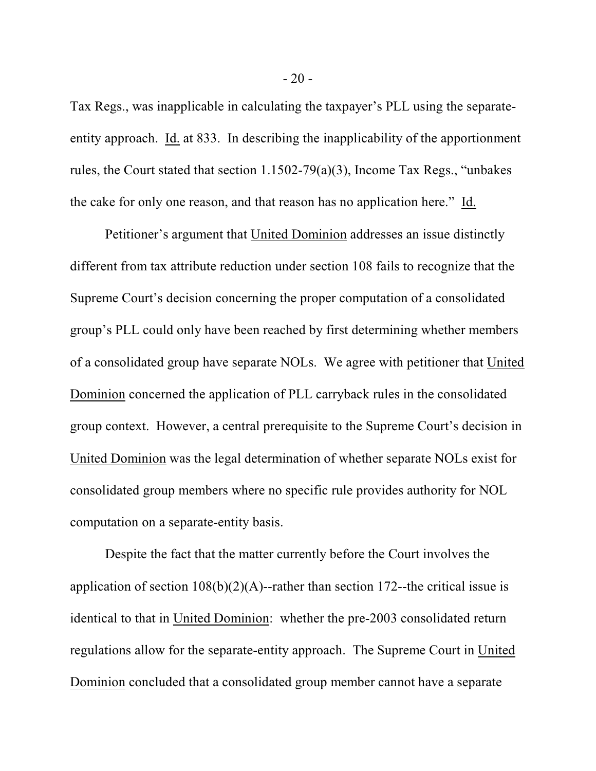Tax Regs., was inapplicable in calculating the taxpayer's PLL using the separate-entity approach. Id. at 833. In describing the inapplicability of the apportionment rules, the Court stated that section 1.1502-79(a)(3), Income Tax Regs., "unbakes the cake for only one reason, and that reason has no application here." Id.

Petitioner's argument that United Dominion addresses an issue distinctly different from tax attribute reduction under section 108 fails to recognize that the Supreme Court's decision concerning the proper computation of a consolidated group's PLL could only have been reached by first determining whether members of a consolidated group have separate NOLs. We agree with petitioner that United Dominion concerned the application of PLL carryback rules in the consolidated group context. However, a central prerequisite to the Supreme Court's decision in United Dominion was the legal determination of whether separate NOLs exist for consolidated group members where no specific rule provides authority for NOL computation on a separate-entity basis.

Despite the fact that the matter currently before the Court involves the application of section 108(b)(2)(A)--rather than section 172--the critical issue is identical to that in United Dominion: whether the pre-2003 consolidated return regulations allow for the separate-entity approach. The Supreme Court in United Dominion concluded that a consolidated group member cannot have a separate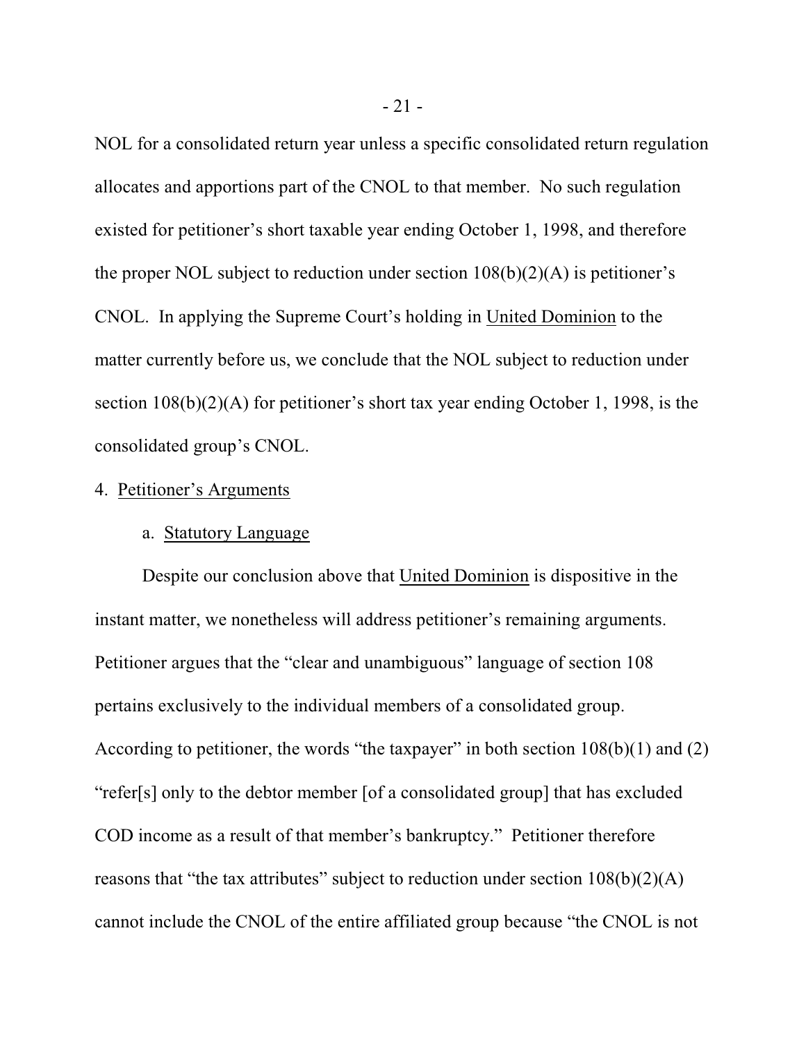NOL for a consolidated return year unless a specific consolidated return regulation allocates and apportions part of the CNOL to that member. No such regulation existed for petitioner's short taxable year ending October 1, 1998, and therefore the proper NOL subject to reduction under section 108(b)(2)(A) is petitioner's CNOL. In applying the Supreme Court's holding in United Dominion to the matter currently before us, we conclude that the NOL subject to reduction under section 108(b)(2)(A) for petitioner's short tax year ending October 1, 1998, is the consolidated group's CNOL.

4. Petitioner's Arguments

a. Statutory Language

Despite our conclusion above that United Dominion is dispositive in the instant matter, we nonetheless will address petitioner's remaining arguments. Petitioner argues that the "clear and unambiguous" language of section 108 pertains exclusively to the individual members of a consolidated group. According to petitioner, the words "the taxpayer" in both section 108(b)(1) and (2) "refer[s] only to the debtor member [of a consolidated group] that has excluded COD income as a result of that member's bankruptcy." Petitioner therefore reasons that "the tax attributes" subject to reduction under section 108(b)(2)(A) cannot include the CNOL of the entire affiliated group because "the CNOL is not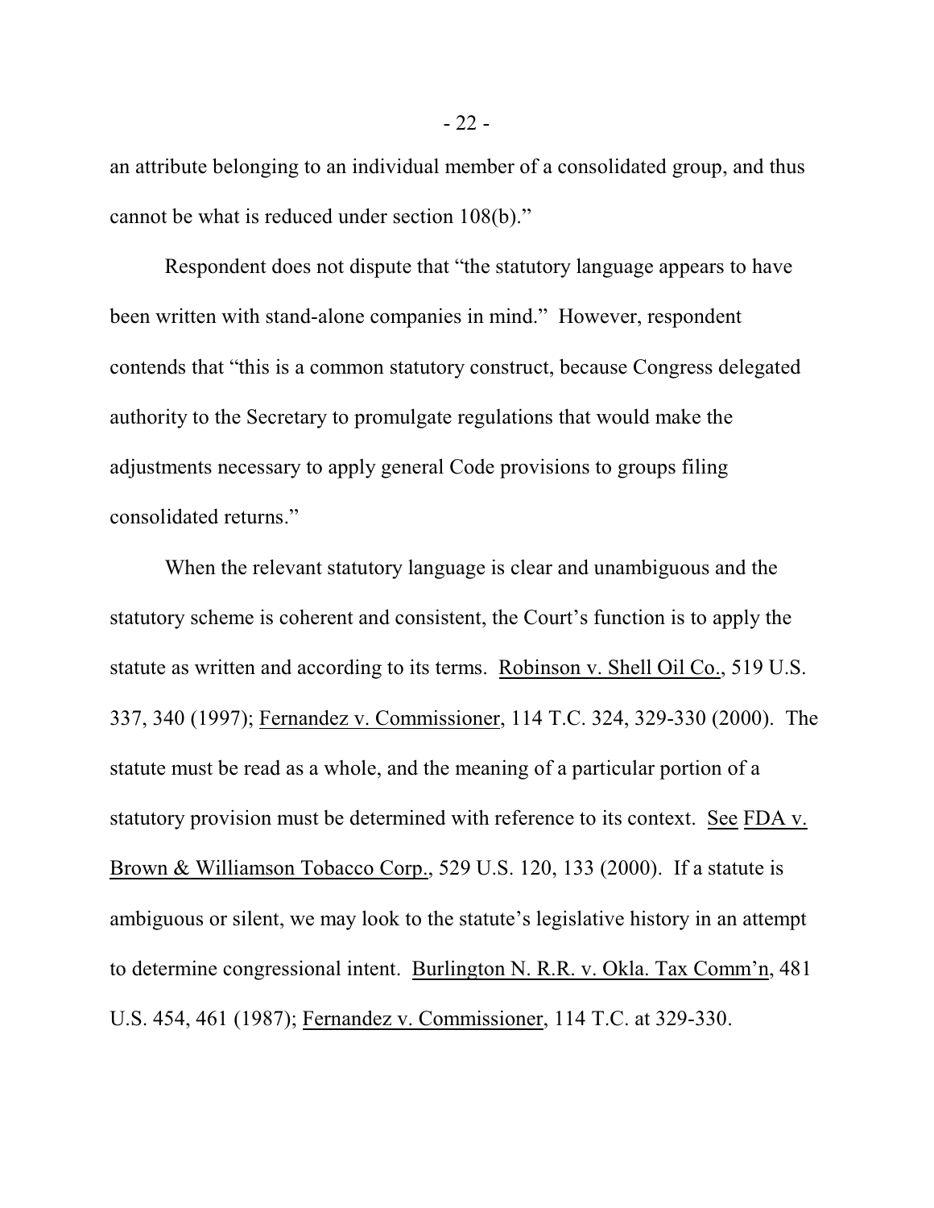an attribute belonging to an individual member of a consolidated group, and thus cannot be what is reduced under section 108(b)."

Respondent does not dispute that "the statutory language appears to have been written with stand-alone companies in mind." However, respondent contends that "this is a common statutory construct, because Congress delegated authority to the Secretary to promulgate regulations that would make the adjustments necessary to apply general Code provisions to groups filing consolidated returns."

When the relevant statutory language is clear and unambiguous and the statutory scheme is coherent and consistent, the Court's function is to apply the statute as written and according to its terms. Robinson v. Shell Oil Co., 519 U.S. 337, 340 (1997); Fernandez v. Commissioner, 114 T.C. 324, 329-330 (2000). The statute must be read as a whole, and the meaning of a particular portion of a statutory provision must be determined with reference to its context. See FDA v. Brown & Williamson Tobacco Corp., 529 U.S. 120, 133 (2000). If a statute is ambiguous or silent, we may look to the statute's legislative history in an attempt to determine congressional intent. Burlington N. R.R. v. Okla. Tax Comm'n, 481 U.S. 454, 461 (1987); Fernandez v. Commissioner, 114 T.C. at 329-330.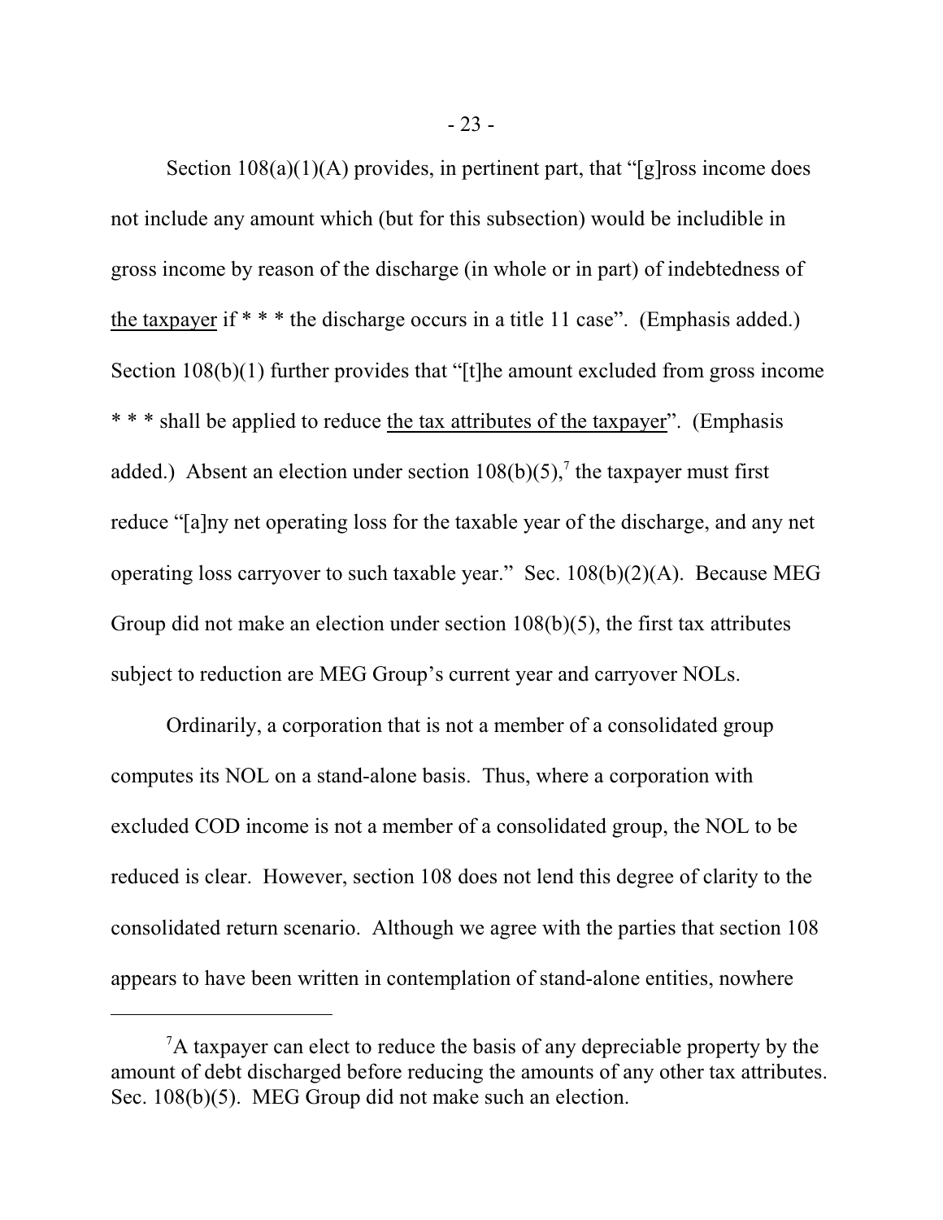Section 108(a)(1)(A) provides, in pertinent part, that "[g]ross income does not include any amount which (but for this subsection) would be includible in gross income by reason of the discharge (in whole or in part) of indebtedness of the taxpayer if * * * the discharge occurs in a title 11 case". (Emphasis added.) Section 108(b)(1) further provides that "[t]he amount excluded from gross income * * * shall be applied to reduce the tax attributes of the taxpayer". (Emphasis added.) Absent an election under section 108(b)(5),[7] the taxpayer must first reduce "[a]ny net operating loss for the taxable year of the discharge, and any net operating loss carryover to such taxable year." Sec. 108(b)(2)(A). Because MEG Group did not make an election under section 108(b)(5), the first tax attributes subject to reduction are MEG Group's current year and carryover NOLs.

Ordinarily, a corporation that is not a member of a consolidated group computes its NOL on a stand-alone basis. Thus, where a corporation with excluded COD income is not a member of a consolidated group, the NOL to be reduced is clear. However, section 108 does not lend this degree of clarity to the consolidated return scenario. Although we agree with the parties that section 108 appears to have been written in contemplation of stand-alone entities, nowhere

---

[7] A taxpayer can elect to reduce the basis of any depreciable property by the amount of debt discharged before reducing the amounts of any other tax attributes. Sec. 108(b)(5). MEG Group did not make such an election.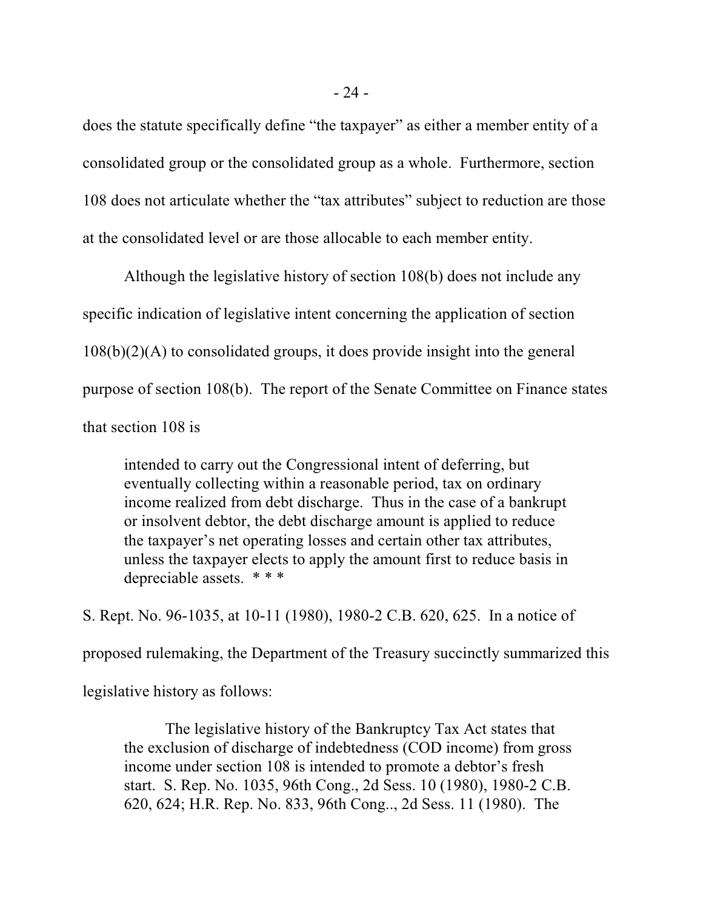does the statute specifically define “the taxpayer” as either a member entity of a consolidated group or the consolidated group as a whole. Furthermore, section 108 does not articulate whether the “tax attributes” subject to reduction are those at the consolidated level or are those allocable to each member entity.

Although the legislative history of section 108(b) does not include any specific indication of legislative intent concerning the application of section 108(b)(2)(A) to consolidated groups, it does provide insight into the general purpose of section 108(b). The report of the Senate Committee on Finance states that section 108 is

> intended to carry out the Congressional intent of deferring, but eventually collecting within a reasonable period, tax on ordinary income realized from debt discharge. Thus in the case of a bankrupt or insolvent debtor, the debt discharge amount is applied to reduce the taxpayer’s net operating losses and certain other tax attributes, unless the taxpayer elects to apply the amount first to reduce basis in depreciable assets. * * *

S. Rept. No. 96-1035, at 10-11 (1980), 1980-2 C.B. 620, 625. In a notice of proposed rulemaking, the Department of the Treasury succinctly summarized this legislative history as follows:

> The legislative history of the Bankruptcy Tax Act states that the exclusion of discharge of indebtedness (COD income) from gross income under section 108 is intended to promote a debtor’s fresh start. S. Rep. No. 1035, 96th Cong., 2d Sess. 10 (1980), 1980-2 C.B. 620, 624; H.R. Rep. No. 833, 96th Cong.., 2d Sess. 11 (1980). The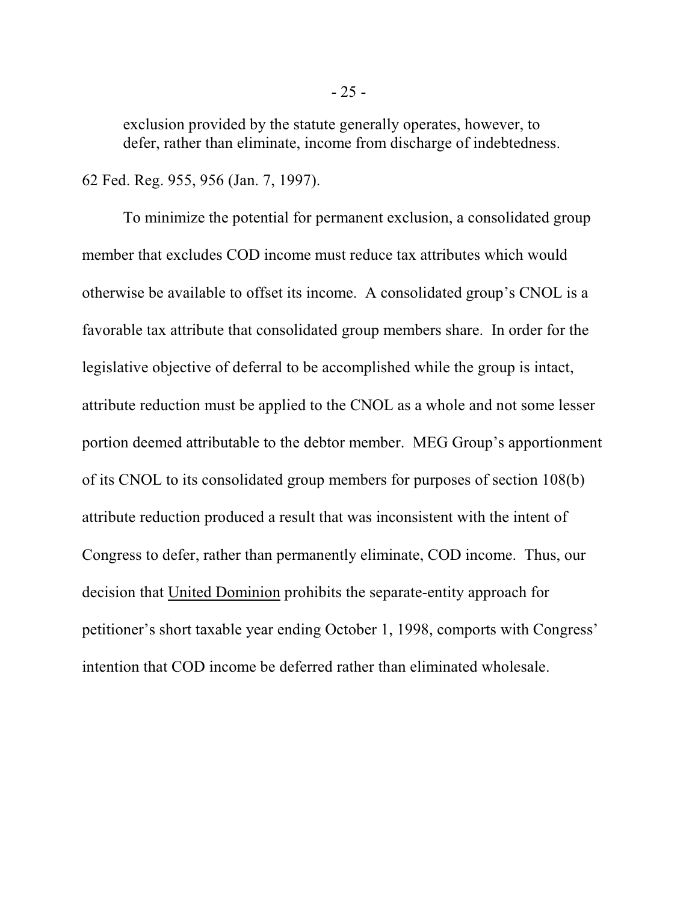> exclusion provided by the statute generally operates, however, to defer, rather than eliminate, income from discharge of indebtedness.

62 Fed. Reg. 955, 956 (Jan. 7, 1997).

To minimize the potential for permanent exclusion, a consolidated group member that excludes COD income must reduce tax attributes which would otherwise be available to offset its income. A consolidated group's CNOL is a favorable tax attribute that consolidated group members share. In order for the legislative objective of deferral to be accomplished while the group is intact, attribute reduction must be applied to the CNOL as a whole and not some lesser portion deemed attributable to the debtor member. MEG Group's apportionment of its CNOL to its consolidated group members for purposes of section 108(b) attribute reduction produced a result that was inconsistent with the intent of Congress to defer, rather than permanently eliminate, COD income. Thus, our decision that United Dominion prohibits the separate-entity approach for petitioner's short taxable year ending October 1, 1998, comports with Congress' intention that COD income be deferred rather than eliminated wholesale.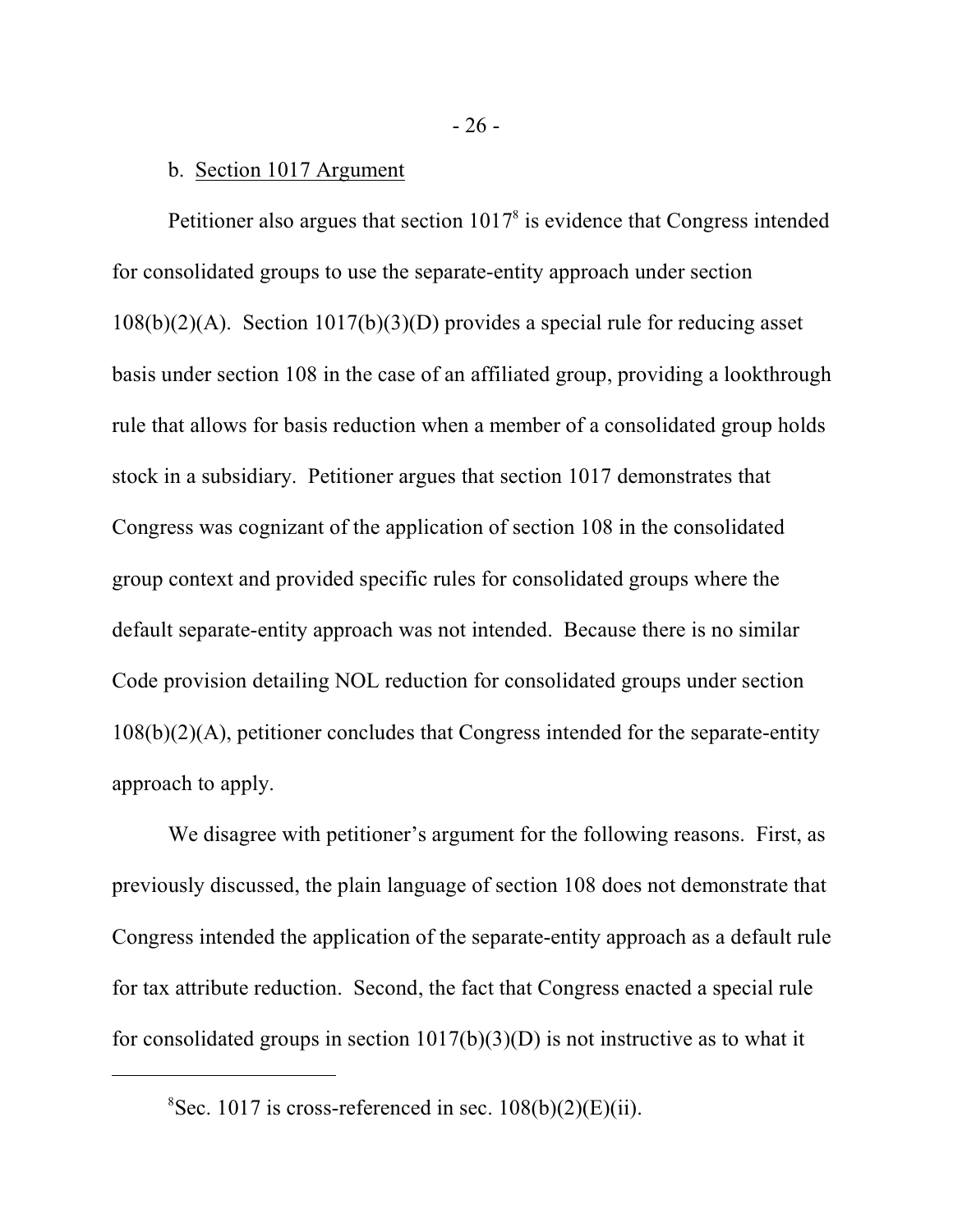b. Section 1017 Argument

Petitioner also argues that section 1017[8] is evidence that Congress intended for consolidated groups to use the separate-entity approach under section 108(b)(2)(A). Section 1017(b)(3)(D) provides a special rule for reducing asset basis under section 108 in the case of an affiliated group, providing a lookthrough rule that allows for basis reduction when a member of a consolidated group holds stock in a subsidiary. Petitioner argues that section 1017 demonstrates that Congress was cognizant of the application of section 108 in the consolidated group context and provided specific rules for consolidated groups where the default separate-entity approach was not intended. Because there is no similar Code provision detailing NOL reduction for consolidated groups under section 108(b)(2)(A), petitioner concludes that Congress intended for the separate-entity approach to apply.

We disagree with petitioner's argument for the following reasons. First, as previously discussed, the plain language of section 108 does not demonstrate that Congress intended the application of the separate-entity approach as a default rule for tax attribute reduction. Second, the fact that Congress enacted a special rule for consolidated groups in section 1017(b)(3)(D) is not instructive as to what it

---

[8]Sec. 1017 is cross-referenced in sec. 108(b)(2)(E)(ii).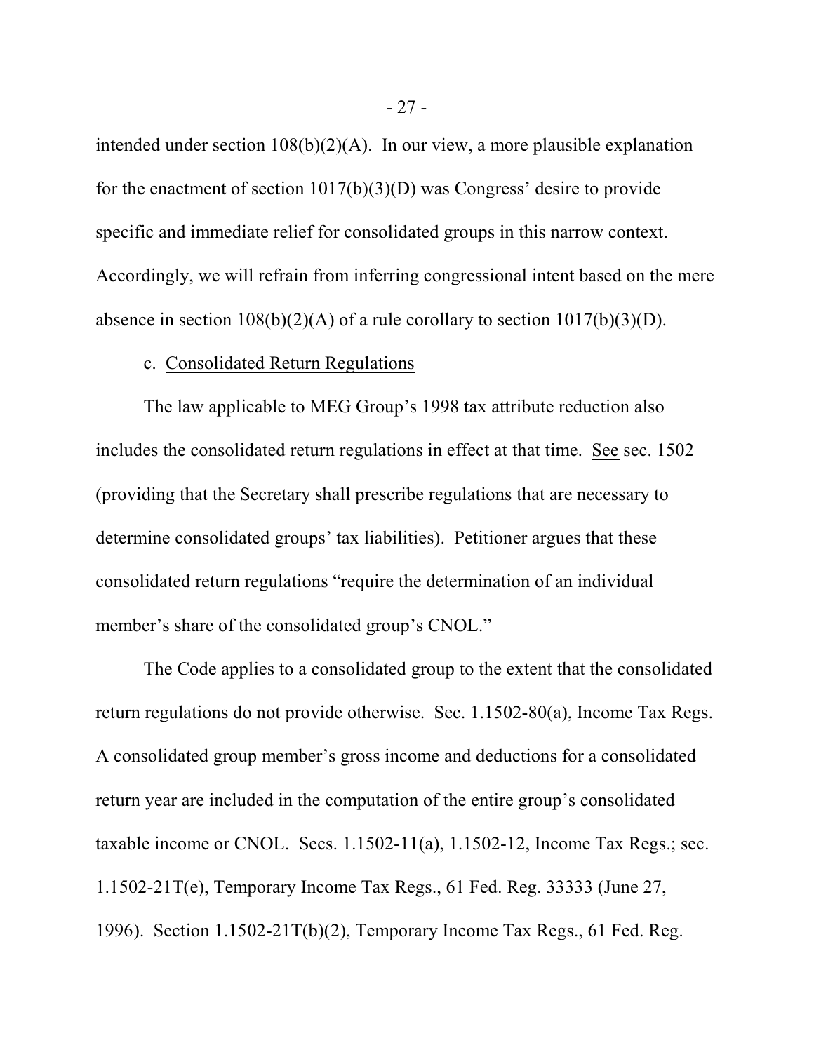intended under section 108(b)(2)(A). In our view, a more plausible explanation for the enactment of section 1017(b)(3)(D) was Congress' desire to provide specific and immediate relief for consolidated groups in this narrow context. Accordingly, we will refrain from inferring congressional intent based on the mere absence in section 108(b)(2)(A) of a rule corollary to section 1017(b)(3)(D).

c. Consolidated Return Regulations

The law applicable to MEG Group's 1998 tax attribute reduction also includes the consolidated return regulations in effect at that time. See sec. 1502 (providing that the Secretary shall prescribe regulations that are necessary to determine consolidated groups' tax liabilities). Petitioner argues that these consolidated return regulations "require the determination of an individual member's share of the consolidated group's CNOL."

The Code applies to a consolidated group to the extent that the consolidated return regulations do not provide otherwise. Sec. 1.1502-80(a), Income Tax Regs. A consolidated group member's gross income and deductions for a consolidated return year are included in the computation of the entire group's consolidated taxable income or CNOL. Secs. 1.1502-11(a), 1.1502-12, Income Tax Regs.; sec. 1.1502-21T(e), Temporary Income Tax Regs., 61 Fed. Reg. 33333 (June 27, 1996). Section 1.1502-21T(b)(2), Temporary Income Tax Regs., 61 Fed. Reg.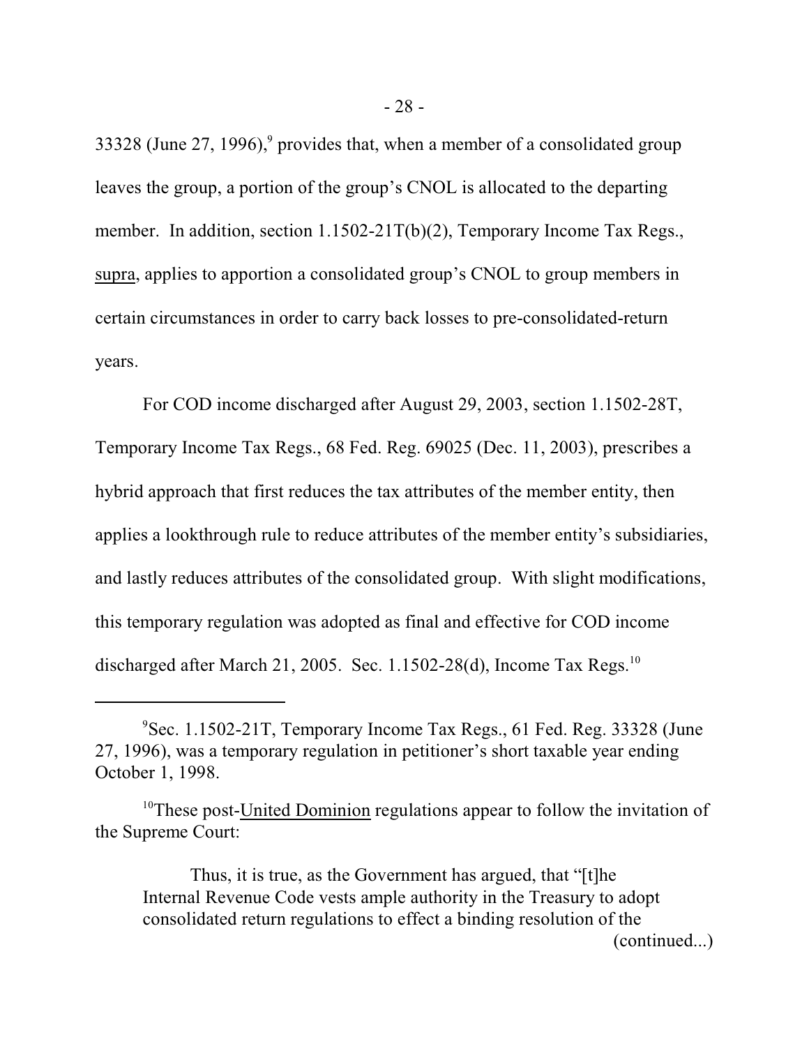33328 (June 27, 1996),[9] provides that, when a member of a consolidated group leaves the group, a portion of the group's CNOL is allocated to the departing member. In addition, section 1.1502-21T(b)(2), Temporary Income Tax Regs., supra, applies to apportion a consolidated group's CNOL to group members in certain circumstances in order to carry back losses to pre-consolidated-return years.

For COD income discharged after August 29, 2003, section 1.1502-28T, Temporary Income Tax Regs., 68 Fed. Reg. 69025 (Dec. 11, 2003), prescribes a hybrid approach that first reduces the tax attributes of the member entity, then applies a lookthrough rule to reduce attributes of the member entity's subsidiaries, and lastly reduces attributes of the consolidated group. With slight modifications, this temporary regulation was adopted as final and effective for COD income discharged after March 21, 2005. Sec. 1.1502-28(d), Income Tax Regs.[10]

---

[9] Sec. 1.1502-21T, Temporary Income Tax Regs., 61 Fed. Reg. 33328 (June 27, 1996), was a temporary regulation in petitioner's short taxable year ending October 1, 1998.

[10] These post-United Dominion regulations appear to follow the invitation of the Supreme Court:

> Thus, it is true, as the Government has argued, that "[t]he Internal Revenue Code vests ample authority in the Treasury to adopt consolidated return regulations to effect a binding resolution of the (continued...)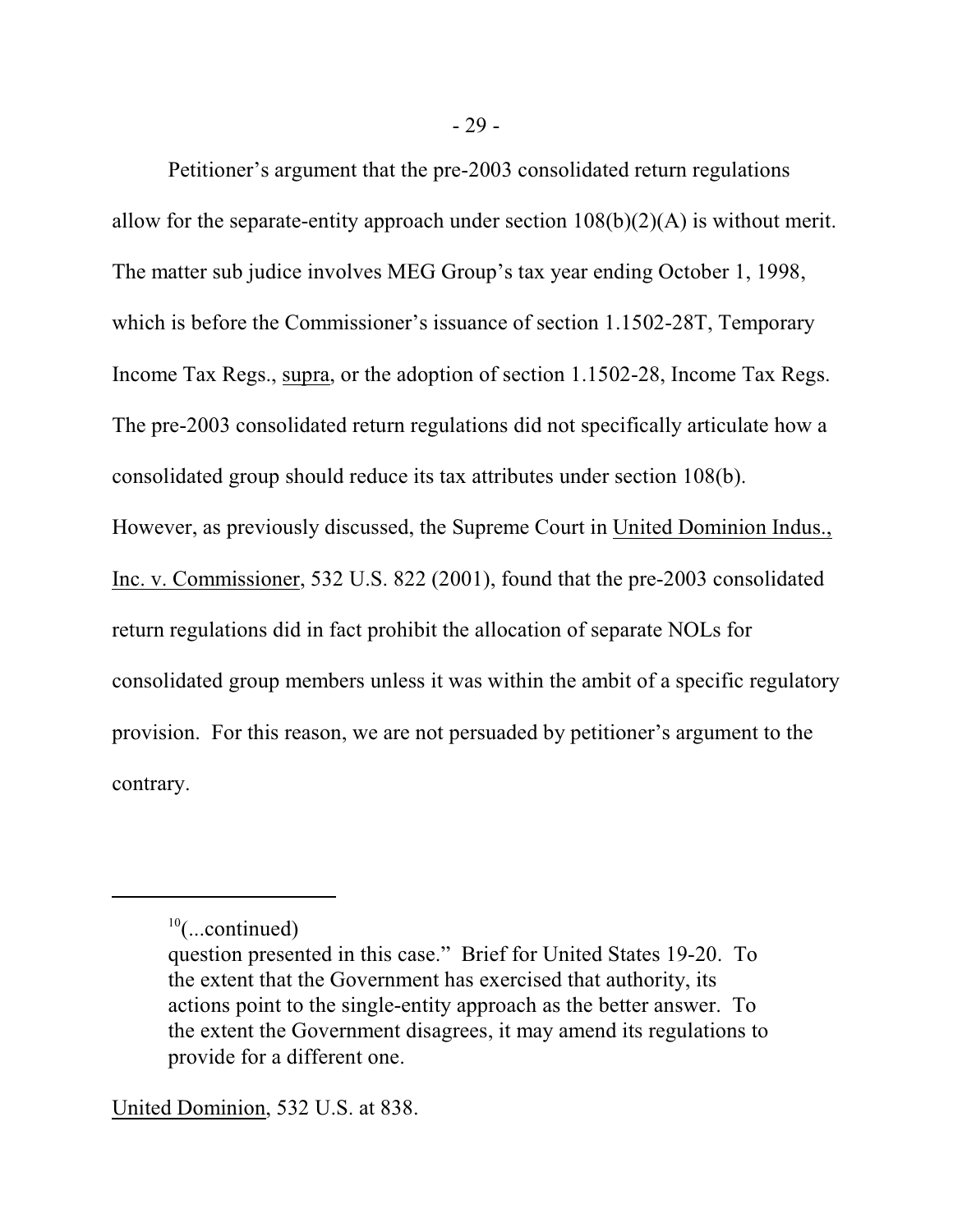Petitioner's argument that the pre-2003 consolidated return regulations allow for the separate-entity approach under section 108(b)(2)(A) is without merit. The matter sub judice involves MEG Group's tax year ending October 1, 1998, which is before the Commissioner's issuance of section 1.1502-28T, Temporary Income Tax Regs., supra, or the adoption of section 1.1502-28, Income Tax Regs. The pre-2003 consolidated return regulations did not specifically articulate how a consolidated group should reduce its tax attributes under section 108(b). However, as previously discussed, the Supreme Court in United Dominion Indus., Inc. v. Commissioner, 532 U.S. 822 (2001), found that the pre-2003 consolidated return regulations did in fact prohibit the allocation of separate NOLs for consolidated group members unless it was within the ambit of a specific regulatory provision. For this reason, we are not persuaded by petitioner's argument to the contrary.

---

[10](...continued)

question presented in this case." Brief for United States 19-20. To the extent that the Government has exercised that authority, its actions point to the single-entity approach as the better answer. To the extent the Government disagrees, it may amend its regulations to provide for a different one.

United Dominion, 532 U.S. at 838.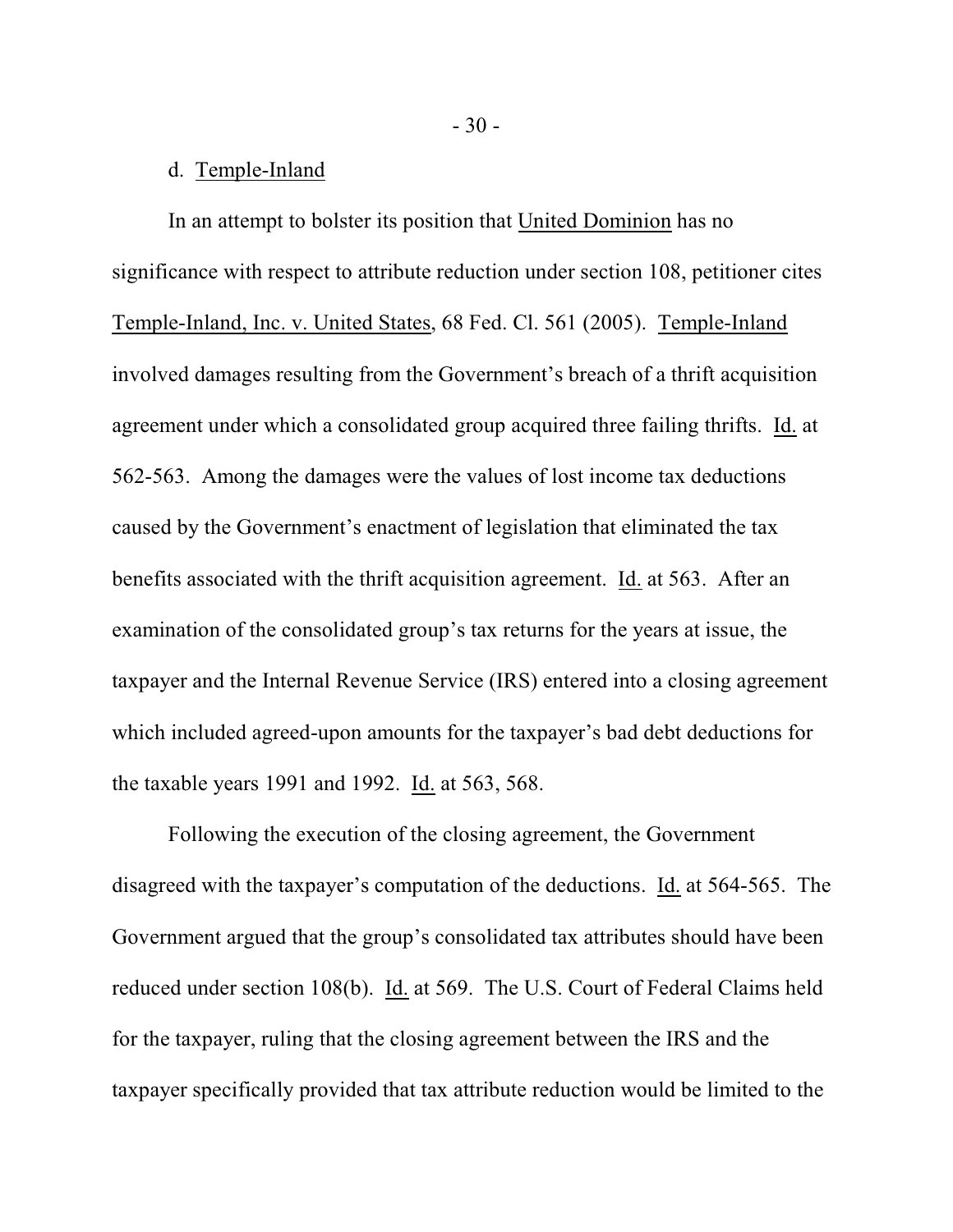d. Temple-Inland

In an attempt to bolster its position that United Dominion has no significance with respect to attribute reduction under section 108, petitioner cites Temple-Inland, Inc. v. United States, 68 Fed. Cl. 561 (2005). Temple-Inland involved damages resulting from the Government's breach of a thrift acquisition agreement under which a consolidated group acquired three failing thrifts. Id. at 562-563. Among the damages were the values of lost income tax deductions caused by the Government's enactment of legislation that eliminated the tax benefits associated with the thrift acquisition agreement. Id. at 563. After an examination of the consolidated group's tax returns for the years at issue, the taxpayer and the Internal Revenue Service (IRS) entered into a closing agreement which included agreed-upon amounts for the taxpayer's bad debt deductions for the taxable years 1991 and 1992. Id. at 563, 568.

Following the execution of the closing agreement, the Government disagreed with the taxpayer's computation of the deductions. Id. at 564-565. The Government argued that the group's consolidated tax attributes should have been reduced under section 108(b). Id. at 569. The U.S. Court of Federal Claims held for the taxpayer, ruling that the closing agreement between the IRS and the taxpayer specifically provided that tax attribute reduction would be limited to the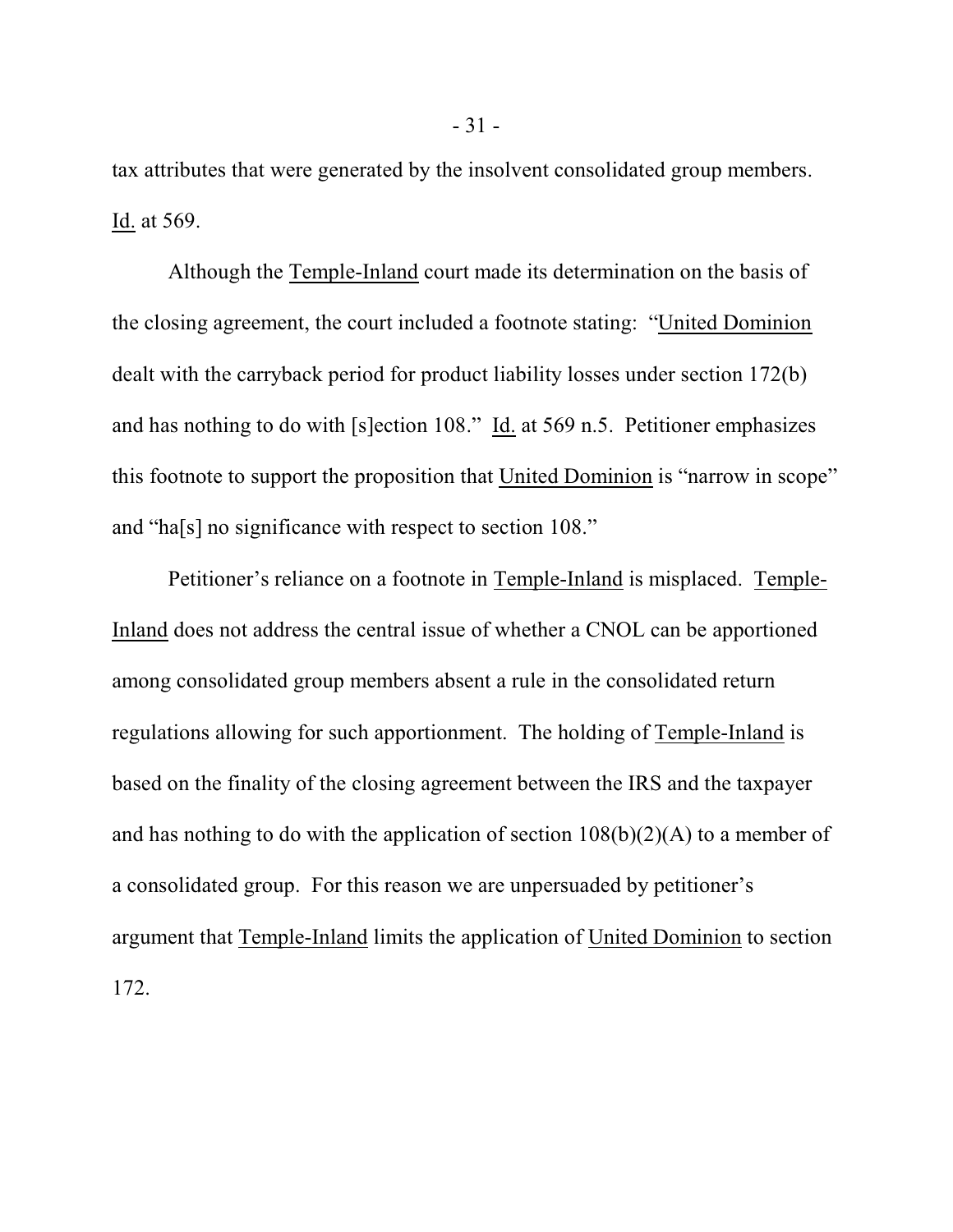tax attributes that were generated by the insolvent consolidated group members. Id. at 569.

Although the Temple-Inland court made its determination on the basis of the closing agreement, the court included a footnote stating: "United Dominion dealt with the carryback period for product liability losses under section 172(b) and has nothing to do with [s]ection 108." Id. at 569 n.5. Petitioner emphasizes this footnote to support the proposition that United Dominion is "narrow in scope" and "ha[s] no significance with respect to section 108."

Petitioner's reliance on a footnote in Temple-Inland is misplaced. Temple-Inland does not address the central issue of whether a CNOL can be apportioned among consolidated group members absent a rule in the consolidated return regulations allowing for such apportionment. The holding of Temple-Inland is based on the finality of the closing agreement between the IRS and the taxpayer and has nothing to do with the application of section 108(b)(2)(A) to a member of a consolidated group. For this reason we are unpersuaded by petitioner's argument that Temple-Inland limits the application of United Dominion to section 172.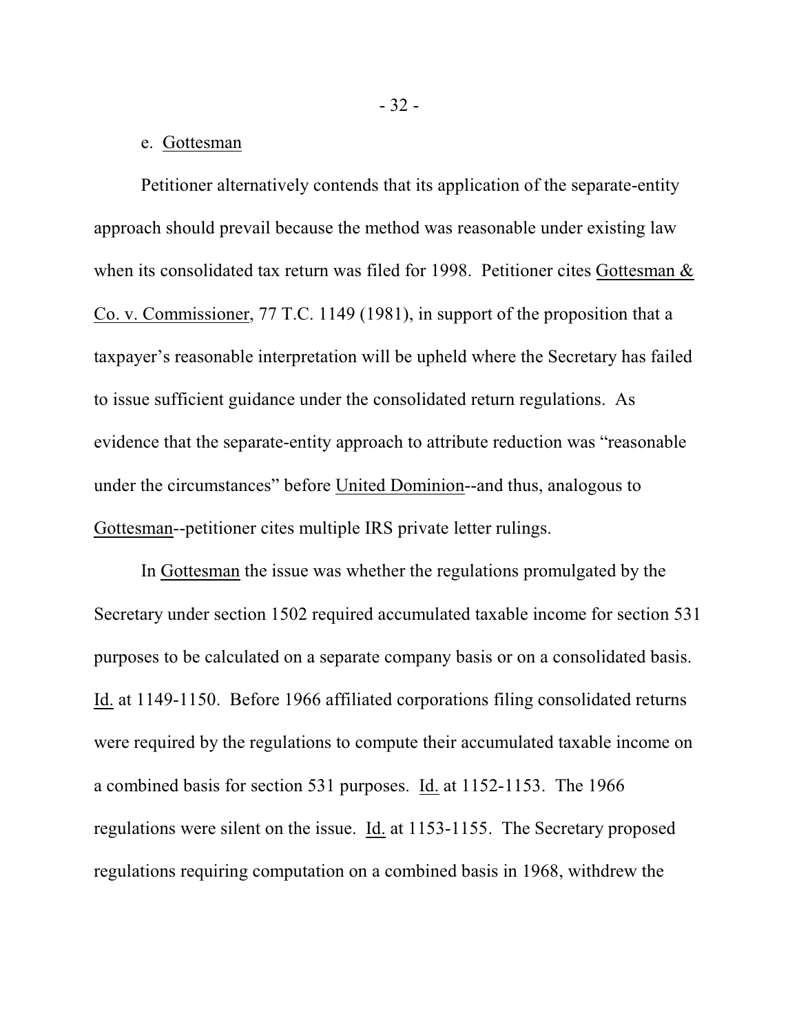e. Gottesman

Petitioner alternatively contends that its application of the separate-entity approach should prevail because the method was reasonable under existing law when its consolidated tax return was filed for 1998. Petitioner cites Gottesman & Co. v. Commissioner, 77 T.C. 1149 (1981), in support of the proposition that a taxpayer's reasonable interpretation will be upheld where the Secretary has failed to issue sufficient guidance under the consolidated return regulations. As evidence that the separate-entity approach to attribute reduction was "reasonable under the circumstances" before United Dominion--and thus, analogous to Gottesman--petitioner cites multiple IRS private letter rulings.

In Gottesman the issue was whether the regulations promulgated by the Secretary under section 1502 required accumulated taxable income for section 531 purposes to be calculated on a separate company basis or on a consolidated basis. Id. at 1149-1150. Before 1966 affiliated corporations filing consolidated returns were required by the regulations to compute their accumulated taxable income on a combined basis for section 531 purposes. Id. at 1152-1153. The 1966 regulations were silent on the issue. Id. at 1153-1155. The Secretary proposed regulations requiring computation on a combined basis in 1968, withdrew the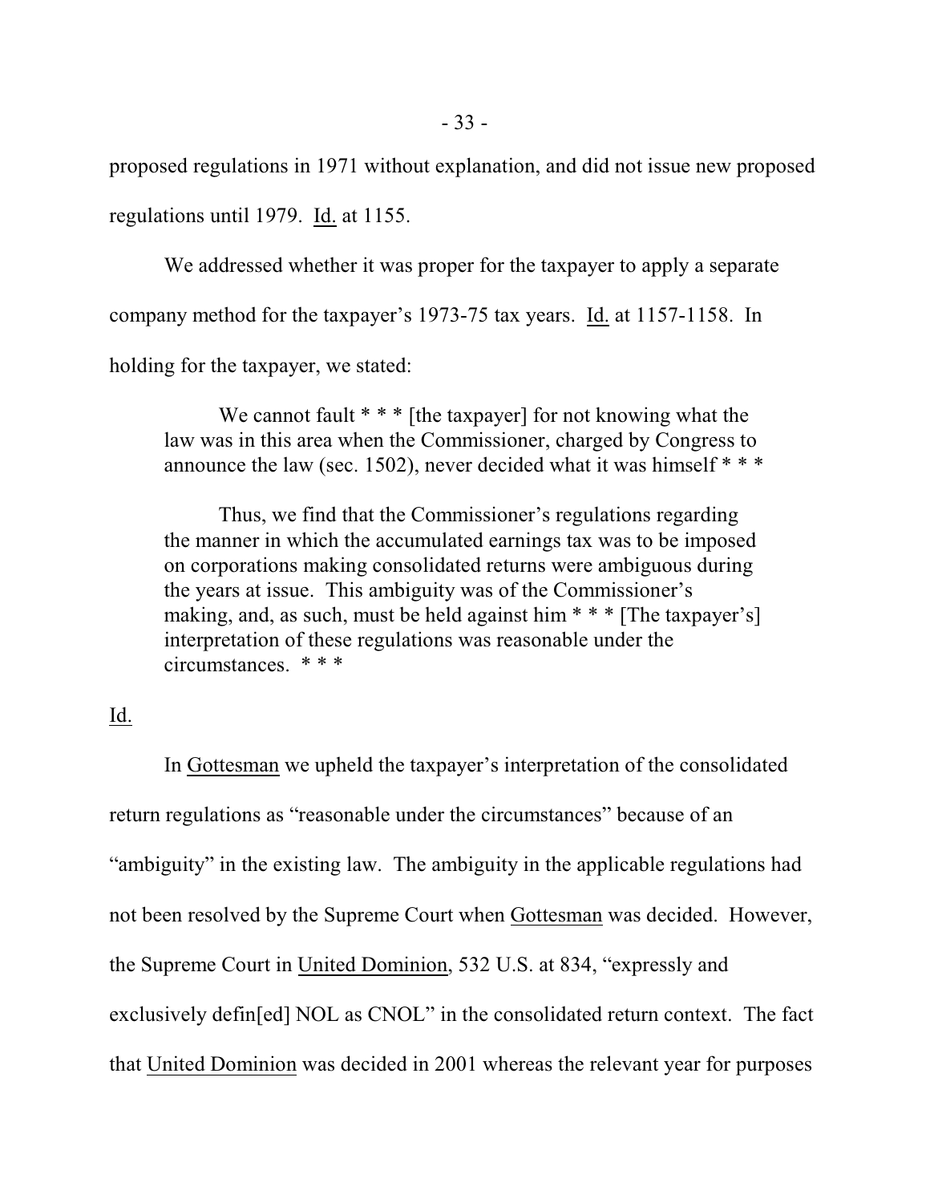proposed regulations in 1971 without explanation, and did not issue new proposed regulations until 1979. Id. at 1155.

We addressed whether it was proper for the taxpayer to apply a separate company method for the taxpayer's 1973-75 tax years. Id. at 1157-1158. In holding for the taxpayer, we stated:

> We cannot fault * * * [the taxpayer] for not knowing what the law was in this area when the Commissioner, charged by Congress to announce the law (sec. 1502), never decided what it was himself * * *
>
> Thus, we find that the Commissioner's regulations regarding the manner in which the accumulated earnings tax was to be imposed on corporations making consolidated returns were ambiguous during the years at issue. This ambiguity was of the Commissioner's making, and, as such, must be held against him * * * [The taxpayer's] interpretation of these regulations was reasonable under the circumstances. * * *

Id.

In Gottesman we upheld the taxpayer's interpretation of the consolidated return regulations as "reasonable under the circumstances" because of an "ambiguity" in the existing law. The ambiguity in the applicable regulations had not been resolved by the Supreme Court when Gottesman was decided. However, the Supreme Court in United Dominion, 532 U.S. at 834, "expressly and exclusively defin[ed] NOL as CNOL" in the consolidated return context. The fact that United Dominion was decided in 2001 whereas the relevant year for purposes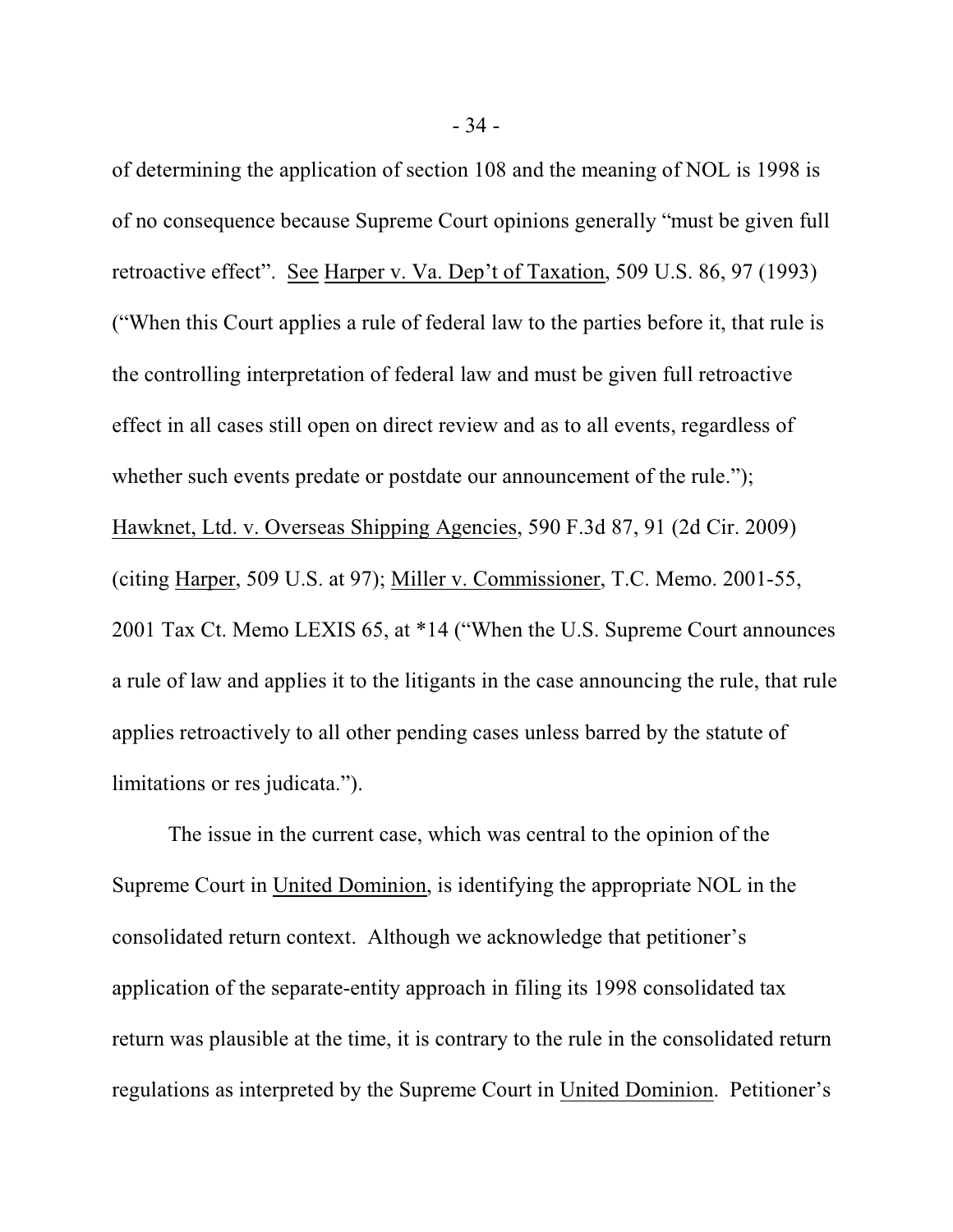of determining the application of section 108 and the meaning of NOL is 1998 is of no consequence because Supreme Court opinions generally "must be given full retroactive effect". See Harper v. Va. Dep't of Taxation, 509 U.S. 86, 97 (1993) ("When this Court applies a rule of federal law to the parties before it, that rule is the controlling interpretation of federal law and must be given full retroactive effect in all cases still open on direct review and as to all events, regardless of whether such events predate or postdate our announcement of the rule."); Hawknet, Ltd. v. Overseas Shipping Agencies, 590 F.3d 87, 91 (2d Cir. 2009) (citing Harper, 509 U.S. at 97); Miller v. Commissioner, T.C. Memo. 2001-55, 2001 Tax Ct. Memo LEXIS 65, at *14 ("When the U.S. Supreme Court announces a rule of law and applies it to the litigants in the case announcing the rule, that rule applies retroactively to all other pending cases unless barred by the statute of limitations or res judicata.").

The issue in the current case, which was central to the opinion of the Supreme Court in United Dominion, is identifying the appropriate NOL in the consolidated return context. Although we acknowledge that petitioner's application of the separate-entity approach in filing its 1998 consolidated tax return was plausible at the time, it is contrary to the rule in the consolidated return regulations as interpreted by the Supreme Court in United Dominion. Petitioner's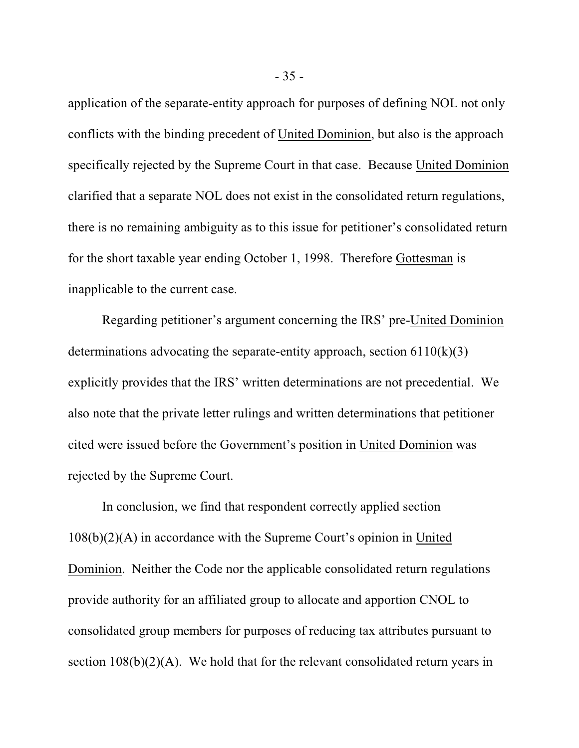application of the separate-entity approach for purposes of defining NOL not only conflicts with the binding precedent of United Dominion, but also is the approach specifically rejected by the Supreme Court in that case. Because United Dominion clarified that a separate NOL does not exist in the consolidated return regulations, there is no remaining ambiguity as to this issue for petitioner's consolidated return for the short taxable year ending October 1, 1998. Therefore Gottesman is inapplicable to the current case.

Regarding petitioner's argument concerning the IRS' pre-United Dominion determinations advocating the separate-entity approach, section 6110(k)(3) explicitly provides that the IRS' written determinations are not precedential. We also note that the private letter rulings and written determinations that petitioner cited were issued before the Government's position in United Dominion was rejected by the Supreme Court.

In conclusion, we find that respondent correctly applied section 108(b)(2)(A) in accordance with the Supreme Court's opinion in United Dominion. Neither the Code nor the applicable consolidated return regulations provide authority for an affiliated group to allocate and apportion CNOL to consolidated group members for purposes of reducing tax attributes pursuant to section 108(b)(2)(A). We hold that for the relevant consolidated return years in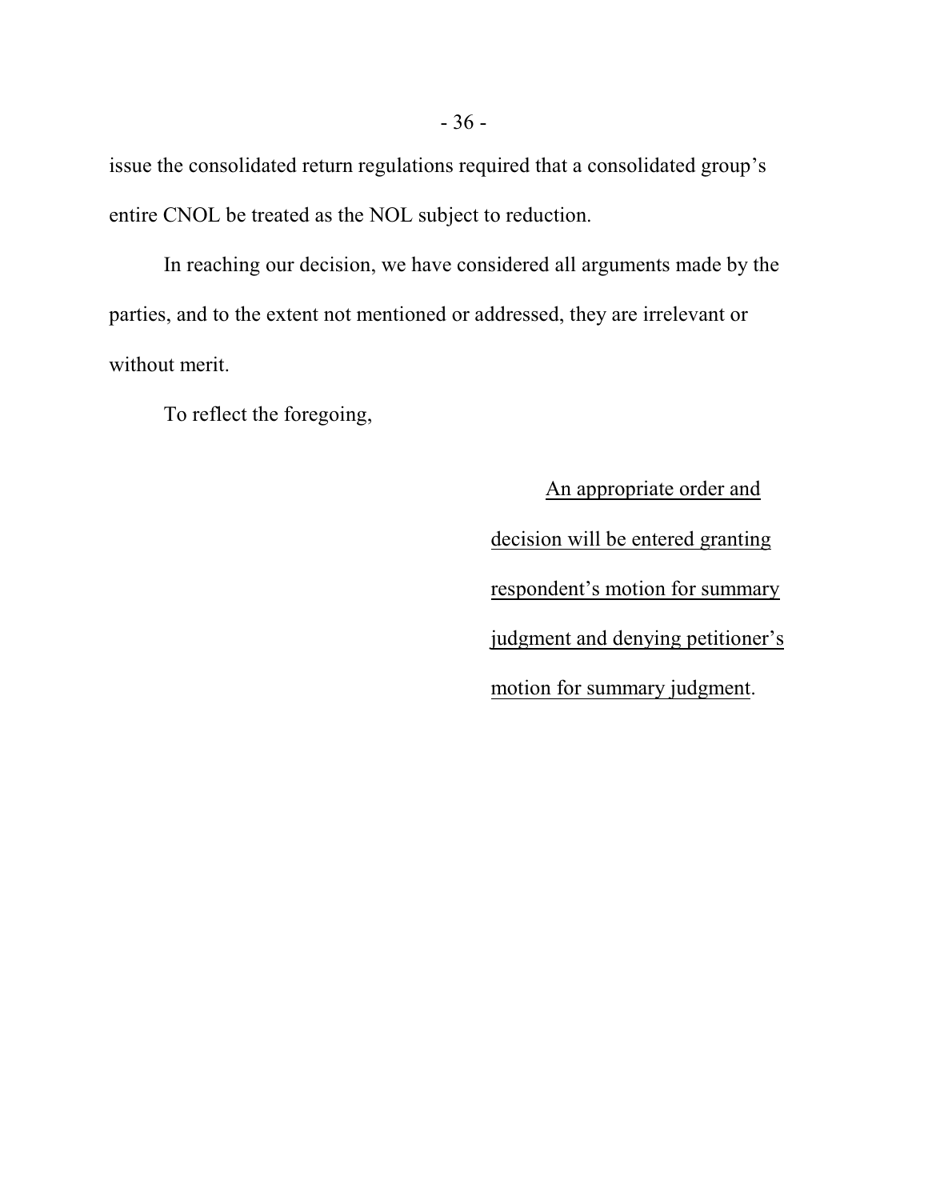issue the consolidated return regulations required that a consolidated group's entire CNOL be treated as the NOL subject to reduction.

In reaching our decision, we have considered all arguments made by the parties, and to the extent not mentioned or addressed, they are irrelevant or without merit.

To reflect the foregoing,

An appropriate order and decision will be entered granting respondent's motion for summary judgment and denying petitioner's motion for summary judgment.